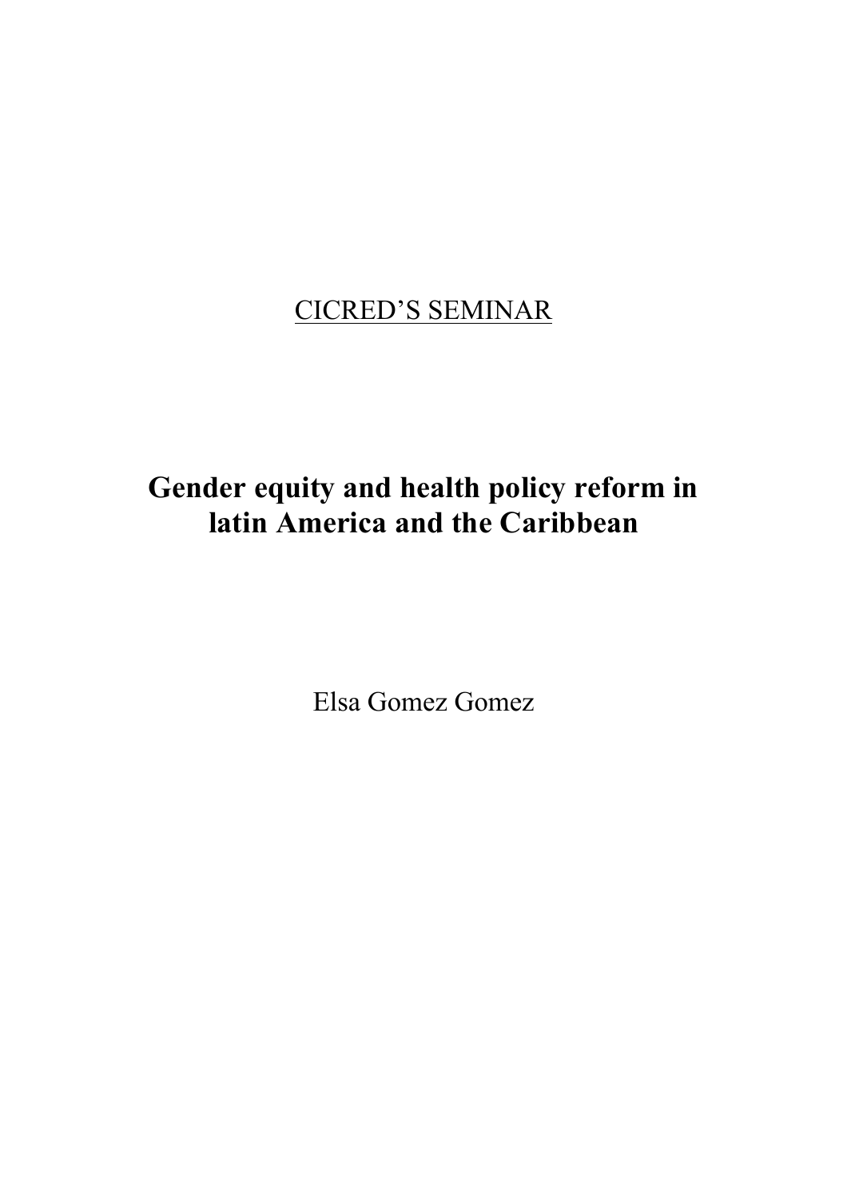CICRED'S SEMINAR

# Gender equity and health policy reform in latin America and the Caribbean

Elsa Gomez Gomez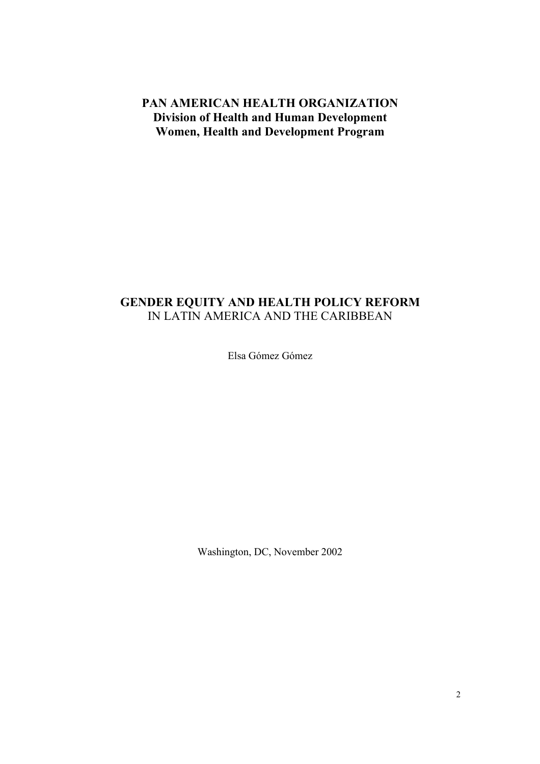**PAN AMERICAN HEALTH ORGANIZATION**
**Division of Health and Human Development**
**Women, Health and Development Program**

# GENDER EQUITY AND HEALTH POLICY REFORM
IN LATIN AMERICA AND THE CARIBBEAN

Elsa Gómez Gómez

Washington, DC, November 2002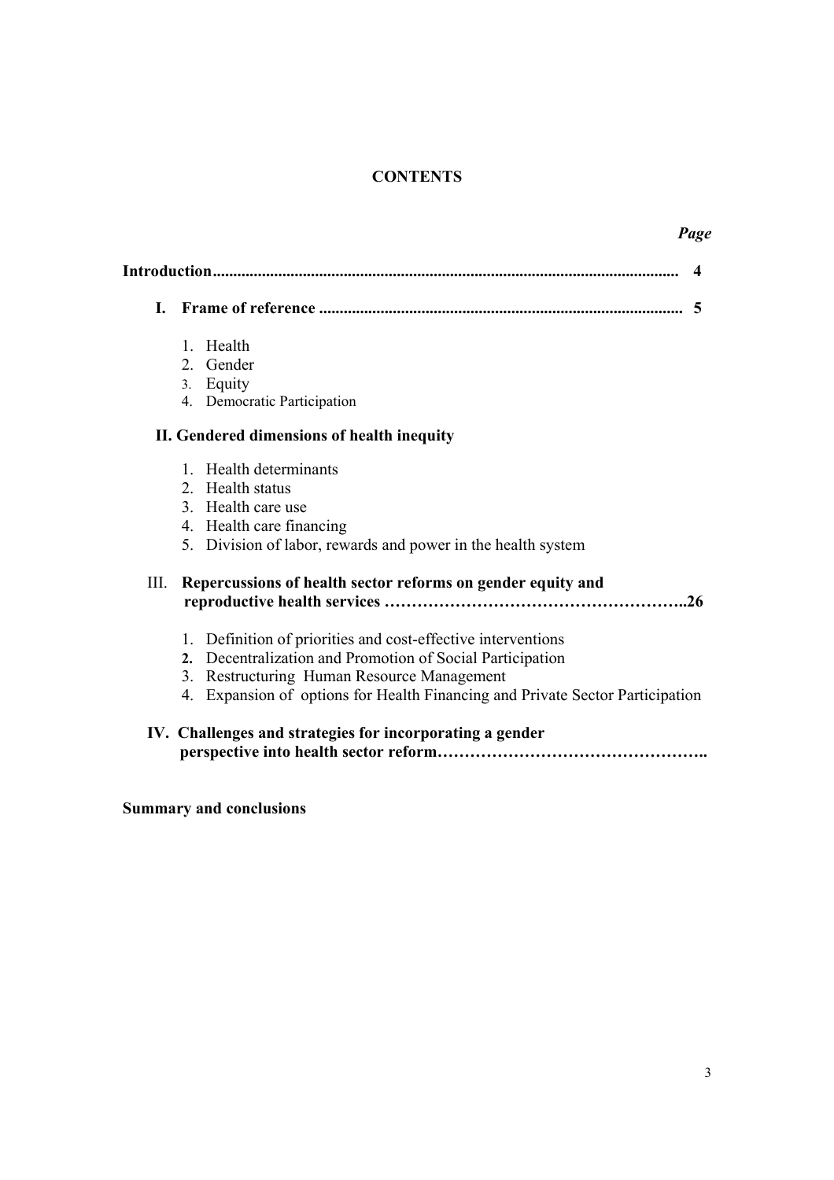# CONTENTS

*Page*

**Introduction** ........................................................................................................ **4**

**I. Frame of reference** ........................................................................................ **5**

1. Health
2. Gender
3. Equity
4. Democratic Participation

**II. Gendered dimensions of health inequity**

1. Health determinants
2. Health status
3. Health care use
4. Health care financing
5. Division of labor, rewards and power in the health system

**III. Repercussions of health sector reforms on gender equity and reproductive health services** ……………………………………………..**26**

1. Definition of priorities and cost-effective interventions
2. Decentralization and Promotion of Social Participation
3. Restructuring Human Resource Management
4. Expansion of options for Health Financing and Private Sector Participation

**IV. Challenges and strategies for incorporating a gender perspective into health sector reform**…………………………………………..

**Summary and conclusions**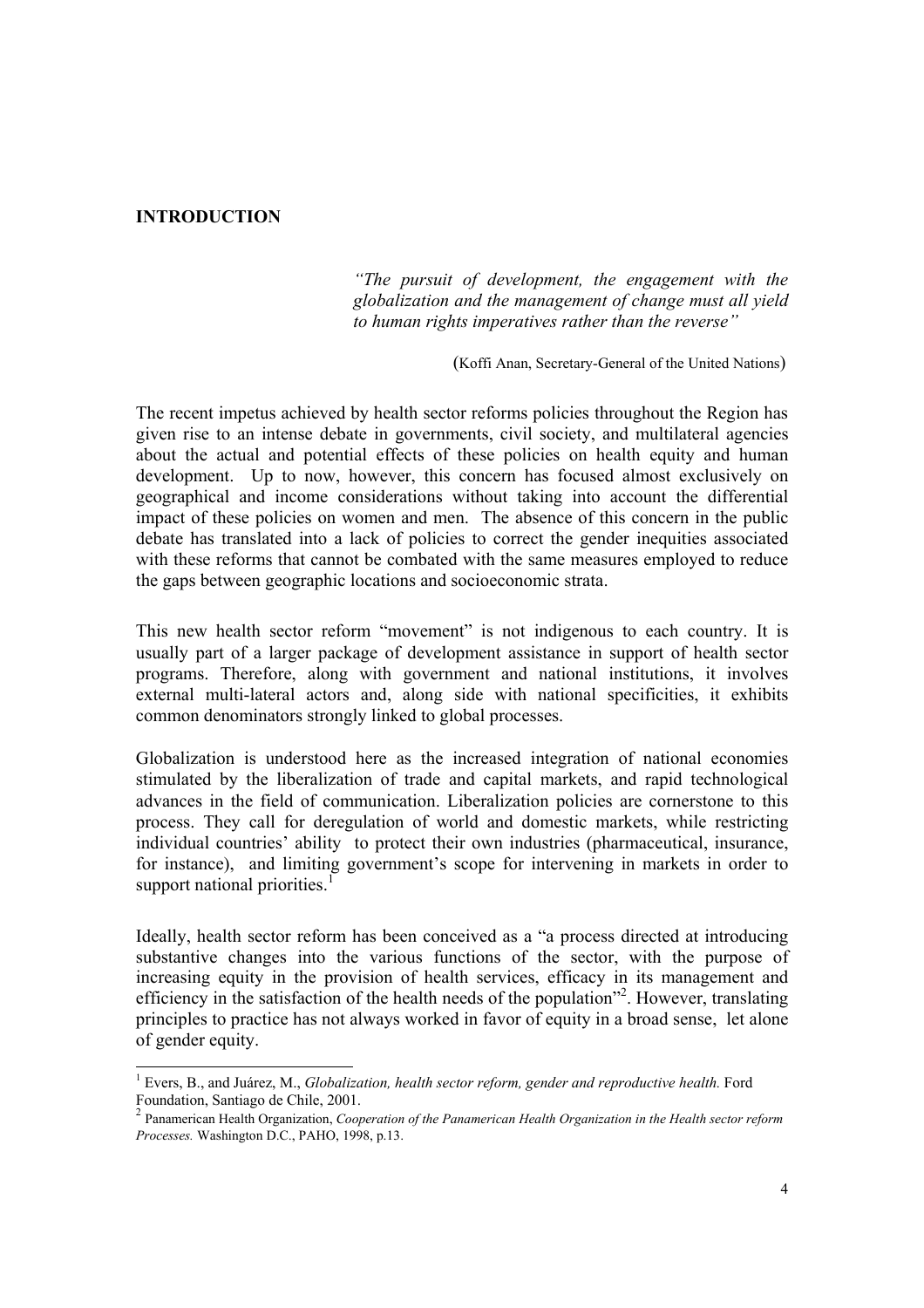**INTRODUCTION**

> *"The pursuit of development, the engagement with the globalization and the management of change must all yield to human rights imperatives rather than the reverse"*
>
> (Koffi Anan, Secretary-General of the United Nations)

The recent impetus achieved by health sector reforms policies throughout the Region has given rise to an intense debate in governments, civil society, and multilateral agencies about the actual and potential effects of these policies on health equity and human development. Up to now, however, this concern has focused almost exclusively on geographical and income considerations without taking into account the differential impact of these policies on women and men. The absence of this concern in the public debate has translated into a lack of policies to correct the gender inequities associated with these reforms that cannot be combated with the same measures employed to reduce the gaps between geographic locations and socioeconomic strata.

This new health sector reform "movement" is not indigenous to each country. It is usually part of a larger package of development assistance in support of health sector programs. Therefore, along with government and national institutions, it involves external multi-lateral actors and, along side with national specificities, it exhibits common denominators strongly linked to global processes.

Globalization is understood here as the increased integration of national economies stimulated by the liberalization of trade and capital markets, and rapid technological advances in the field of communication. Liberalization policies are cornerstone to this process. They call for deregulation of world and domestic markets, while restricting individual countries' ability to protect their own industries (pharmaceutical, insurance, for instance), and limiting government's scope for intervening in markets in order to support national priorities.[1]

Ideally, health sector reform has been conceived as a "a process directed at introducing substantive changes into the various functions of the sector, with the purpose of increasing equity in the provision of health services, efficacy in its management and efficiency in the satisfaction of the health needs of the population"[2]. However, translating principles to practice has not always worked in favor of equity in a broad sense, let alone of gender equity.

---

[1] Evers, B., and Juárez, M., *Globalization, health sector reform, gender and reproductive health.* Ford Foundation, Santiago de Chile, 2001.

[2] Panamerican Health Organization, *Cooperation of the Panamerican Health Organization in the Health sector reform Processes.* Washington D.C., PAHO, 1998, p.13.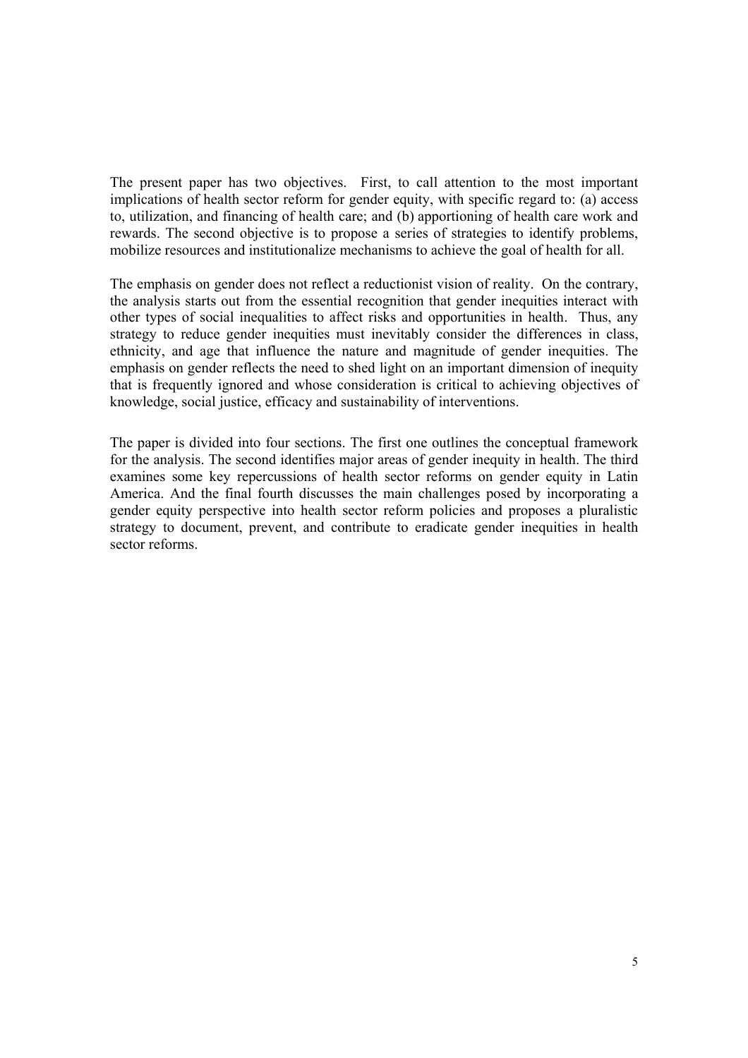The present paper has two objectives. First, to call attention to the most important implications of health sector reform for gender equity, with specific regard to: (a) access to, utilization, and financing of health care; and (b) apportioning of health care work and rewards. The second objective is to propose a series of strategies to identify problems, mobilize resources and institutionalize mechanisms to achieve the goal of health for all.

The emphasis on gender does not reflect a reductionist vision of reality. On the contrary, the analysis starts out from the essential recognition that gender inequities interact with other types of social inequalities to affect risks and opportunities in health. Thus, any strategy to reduce gender inequities must inevitably consider the differences in class, ethnicity, and age that influence the nature and magnitude of gender inequities. The emphasis on gender reflects the need to shed light on an important dimension of inequity that is frequently ignored and whose consideration is critical to achieving objectives of knowledge, social justice, efficacy and sustainability of interventions.

The paper is divided into four sections. The first one outlines the conceptual framework for the analysis. The second identifies major areas of gender inequity in health. The third examines some key repercussions of health sector reforms on gender equity in Latin America. And the final fourth discusses the main challenges posed by incorporating a gender equity perspective into health sector reform policies and proposes a pluralistic strategy to document, prevent, and contribute to eradicate gender inequities in health sector reforms.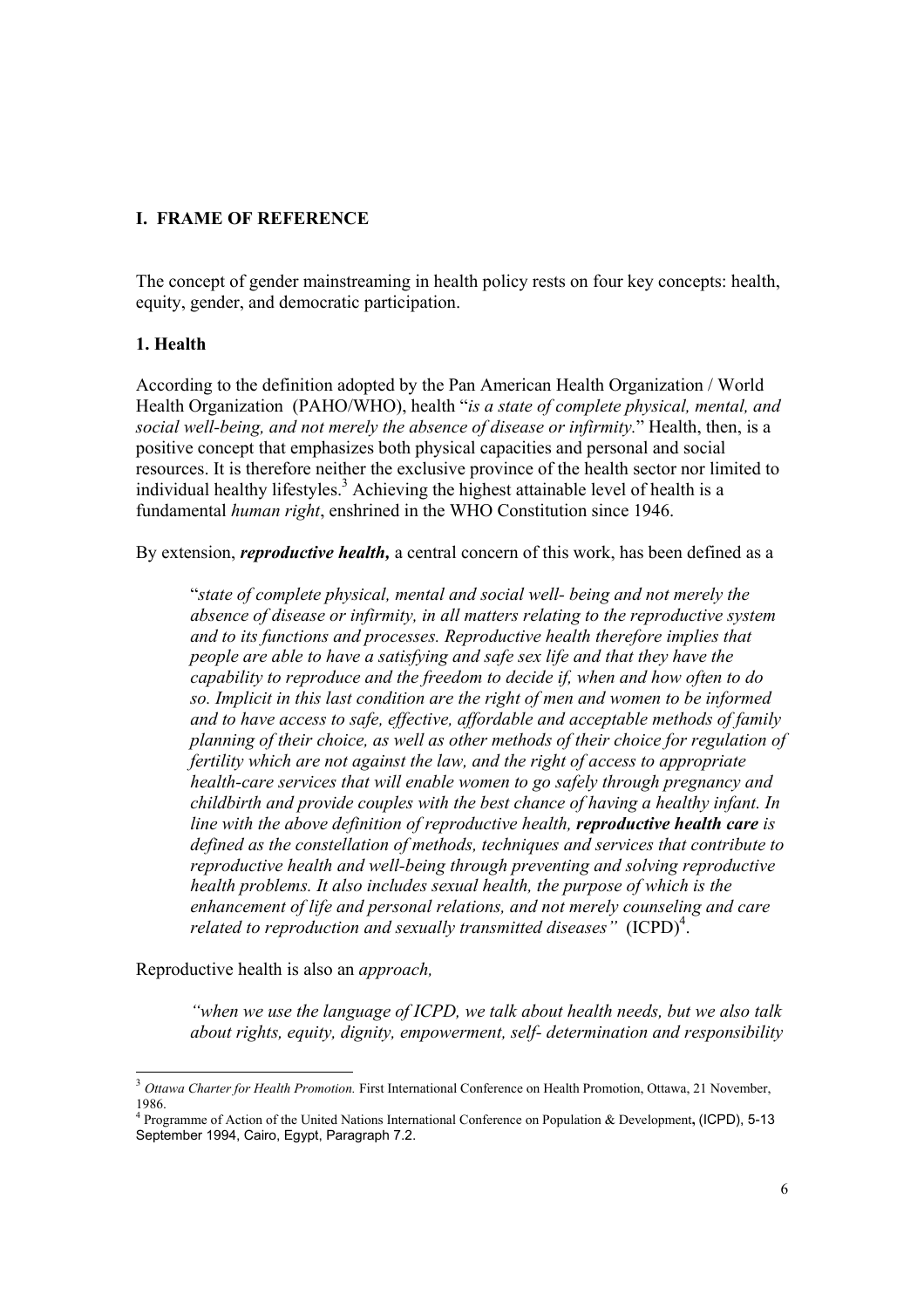## I. FRAME OF REFERENCE

The concept of gender mainstreaming in health policy rests on four key concepts: health, equity, gender, and democratic participation.

### 1. Health

According to the definition adopted by the Pan American Health Organization / World Health Organization (PAHO/WHO), health "*is a state of complete physical, mental, and social well-being, and not merely the absence of disease or infirmity.*" Health, then, is a positive concept that emphasizes both physical capacities and personal and social resources. It is therefore neither the exclusive province of the health sector nor limited to individual healthy lifestyles.[3] Achieving the highest attainable level of health is a fundamental *human right*, enshrined in the WHO Constitution since 1946.

By extension, ***reproductive health,*** a central concern of this work, has been defined as a

> "*state of complete physical, mental and social well- being and not merely the absence of disease or infirmity, in all matters relating to the reproductive system and to its functions and processes. Reproductive health therefore implies that people are able to have a satisfying and safe sex life and that they have the capability to reproduce and the freedom to decide if, when and how often to do so. Implicit in this last condition are the right of men and women to be informed and to have access to safe, effective, affordable and acceptable methods of family planning of their choice, as well as other methods of their choice for regulation of fertility which are not against the law, and the right of access to appropriate health-care services that will enable women to go safely through pregnancy and childbirth and provide couples with the best chance of having a healthy infant. In line with the above definition of reproductive health,* ***reproductive health care*** *is defined as the constellation of methods, techniques and services that contribute to reproductive health and well-being through preventing and solving reproductive health problems. It also includes sexual health, the purpose of which is the enhancement of life and personal relations, and not merely counseling and care related to reproduction and sexually transmitted diseases"* (ICPD)[4].

Reproductive health is also an *approach,*

> *"when we use the language of ICPD, we talk about health needs, but we also talk about rights, equity, dignity, empowerment, self- determination and responsibility*

---

[3] *Ottawa Charter for Health Promotion.* First International Conference on Health Promotion, Ottawa, 21 November, 1986.

[4] Programme of Action of the United Nations International Conference on Population & Development**,** (ICPD), 5-13 September 1994, Cairo, Egypt, Paragraph 7.2.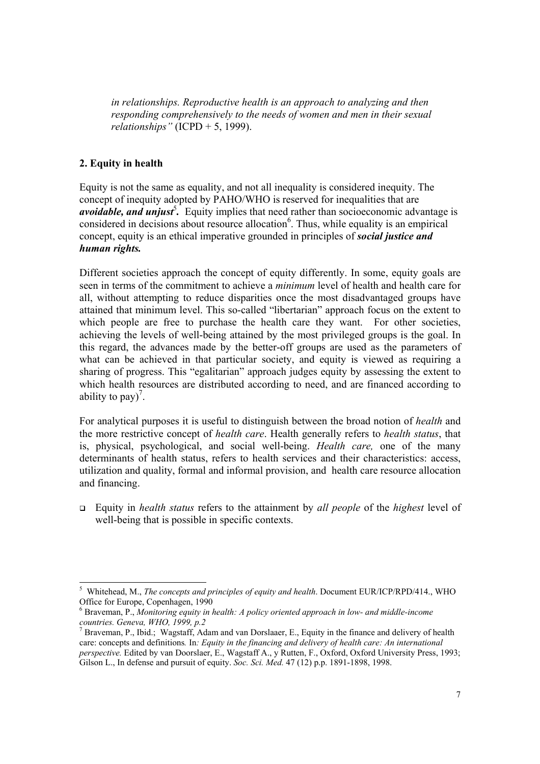*in relationships. Reproductive health is an approach to analyzing and then responding comprehensively to the needs of women and men in their sexual relationships"* (ICPD + 5, 1999).

## 2. Equity in health

Equity is not the same as equality, and not all inequality is considered inequity. The concept of inequity adopted by PAHO/WHO is reserved for inequalities that are ***avoidable, and unjust***[5]**.** Equity implies that need rather than socioeconomic advantage is considered in decisions about resource allocation[6]. Thus, while equality is an empirical concept, equity is an ethical imperative grounded in principles of ***social justice and human rights.***

Different societies approach the concept of equity differently. In some, equity goals are seen in terms of the commitment to achieve a *minimum* level of health and health care for all, without attempting to reduce disparities once the most disadvantaged groups have attained that minimum level. This so-called "libertarian" approach focus on the extent to which people are free to purchase the health care they want. For other societies, achieving the levels of well-being attained by the most privileged groups is the goal. In this regard, the advances made by the better-off groups are used as the parameters of what can be achieved in that particular society, and equity is viewed as requiring a sharing of progress. This "egalitarian" approach judges equity by assessing the extent to which health resources are distributed according to need, and are financed according to ability to pay)[7].

For analytical purposes it is useful to distinguish between the broad notion of *health* and the more restrictive concept of *health care*. Health generally refers to *health status*, that is, physical, psychological, and social well-being. *Health care,* one of the many determinants of health status, refers to health services and their characteristics: access, utilization and quality, formal and informal provision, and health care resource allocation and financing.

- Equity in *health status* refers to the attainment by *all people* of the *highest* level of well-being that is possible in specific contexts.

---

[5] Whitehead, M., *The concepts and principles of equity and health*. Document EUR/ICP/RPD/414., WHO Office for Europe, Copenhagen, 1990

[6] Braveman, P., *Monitoring equity in health: A policy oriented approach in low- and middle-income countries. Geneva, WHO, 1999, p.2*

[7] Braveman, P., Ibid.; Wagstaff, Adam and van Dorslaer, E., Equity in the finance and delivery of health care: concepts and definitions*.* In*: Equity in the financing and delivery of health care: An international perspective.* Edited by van Doorslaer, E., Wagstaff A., y Rutten, F., Oxford, Oxford University Press, 1993; Gilson L., In defense and pursuit of equity. *Soc. Sci. Med.* 47 (12) p.p. 1891-1898, 1998.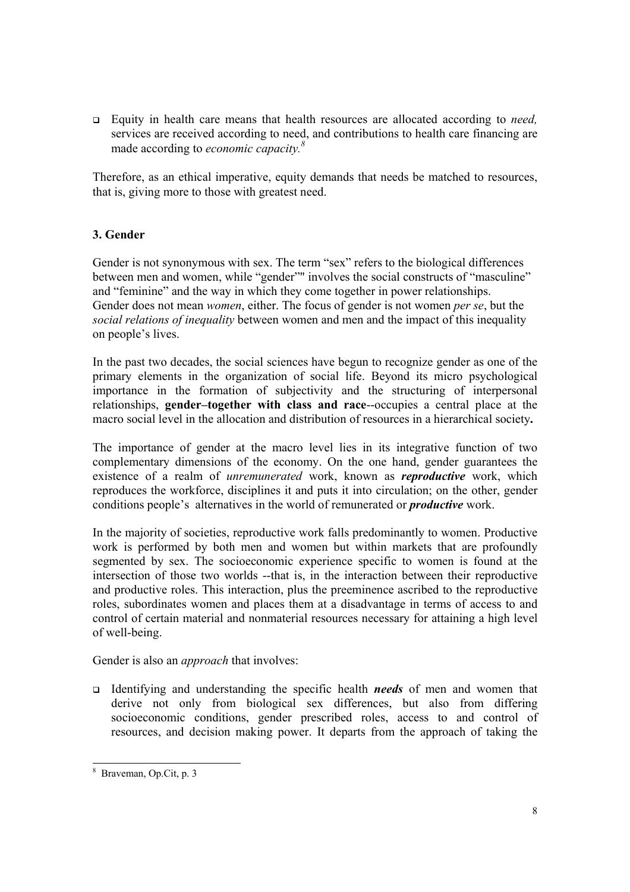- Equity in health care means that health resources are allocated according to *need,* services are received according to need, and contributions to health care financing are made according to *economic capacity.*[8]

Therefore, as an ethical imperative, equity demands that needs be matched to resources, that is, giving more to those with greatest need.

### 3. Gender

Gender is not synonymous with sex. The term "sex" refers to the biological differences between men and women, while "gender"" involves the social constructs of "masculine" and "feminine" and the way in which they come together in power relationships. Gender does not mean *women*, either. The focus of gender is not women *per se*, but the *social relations of inequality* between women and men and the impact of this inequality on people's lives.

In the past two decades, the social sciences have begun to recognize gender as one of the primary elements in the organization of social life. Beyond its micro psychological importance in the formation of subjectivity and the structuring of interpersonal relationships, **gender–together with class and race**--occupies a central place at the macro social level in the allocation and distribution of resources in a hierarchical society**.**

The importance of gender at the macro level lies in its integrative function of two complementary dimensions of the economy. On the one hand, gender guarantees the existence of a realm of *unremunerated* work, known as ***reproductive*** work, which reproduces the workforce, disciplines it and puts it into circulation; on the other, gender conditions people's alternatives in the world of remunerated or ***productive*** work.

In the majority of societies, reproductive work falls predominantly to women. Productive work is performed by both men and women but within markets that are profoundly segmented by sex. The socioeconomic experience specific to women is found at the intersection of those two worlds --that is, in the interaction between their reproductive and productive roles. This interaction, plus the preeminence ascribed to the reproductive roles, subordinates women and places them at a disadvantage in terms of access to and control of certain material and nonmaterial resources necessary for attaining a high level of well-being.

Gender is also an *approach* that involves:

- Identifying and understanding the specific health ***needs*** of men and women that derive not only from biological sex differences, but also from differing socioeconomic conditions, gender prescribed roles, access to and control of resources, and decision making power. It departs from the approach of taking the

---

[8] Braveman, Op.Cit, p. 3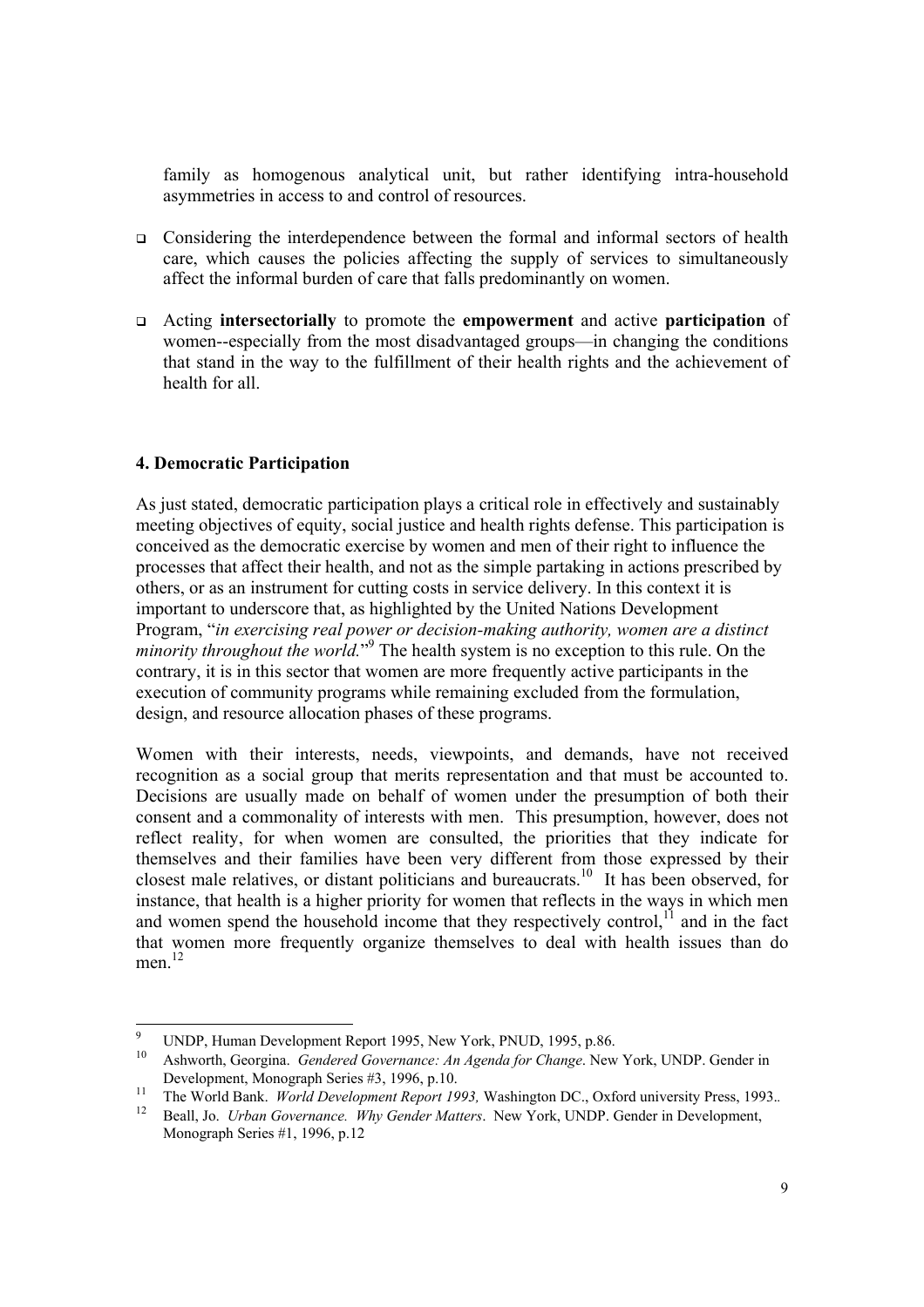family as homogenous analytical unit, but rather identifying intra-household asymmetries in access to and control of resources.

- Considering the interdependence between the formal and informal sectors of health care, which causes the policies affecting the supply of services to simultaneously affect the informal burden of care that falls predominantly on women.

- Acting **intersectorially** to promote the **empowerment** and active **participation** of women--especially from the most disadvantaged groups—in changing the conditions that stand in the way to the fulfillment of their health rights and the achievement of health for all.

### 4. Democratic Participation

As just stated, democratic participation plays a critical role in effectively and sustainably meeting objectives of equity, social justice and health rights defense. This participation is conceived as the democratic exercise by women and men of their right to influence the processes that affect their health, and not as the simple partaking in actions prescribed by others, or as an instrument for cutting costs in service delivery. In this context it is important to underscore that, as highlighted by the United Nations Development Program, "*in exercising real power or decision-making authority, women are a distinct minority throughout the world.*"[9] The health system is no exception to this rule. On the contrary, it is in this sector that women are more frequently active participants in the execution of community programs while remaining excluded from the formulation, design, and resource allocation phases of these programs.

Women with their interests, needs, viewpoints, and demands, have not received recognition as a social group that merits representation and that must be accounted to. Decisions are usually made on behalf of women under the presumption of both their consent and a commonality of interests with men. This presumption, however, does not reflect reality, for when women are consulted, the priorities that they indicate for themselves and their families have been very different from those expressed by their closest male relatives, or distant politicians and bureaucrats.[10] It has been observed, for instance, that health is a higher priority for women that reflects in the ways in which men and women spend the household income that they respectively control,[11] and in the fact that women more frequently organize themselves to deal with health issues than do men.[12]

---

[9] UNDP, Human Development Report 1995, New York, PNUD, 1995, p.86.

[10] Ashworth, Georgina. *Gendered Governance: An Agenda for Change*. New York, UNDP. Gender in Development, Monograph Series #3, 1996, p.10.

[11] The World Bank. *World Development Report 1993,* Washington DC., Oxford university Press, 1993..

[12] Beall, Jo. *Urban Governance. Why Gender Matters*. New York, UNDP. Gender in Development, Monograph Series #1, 1996, p.12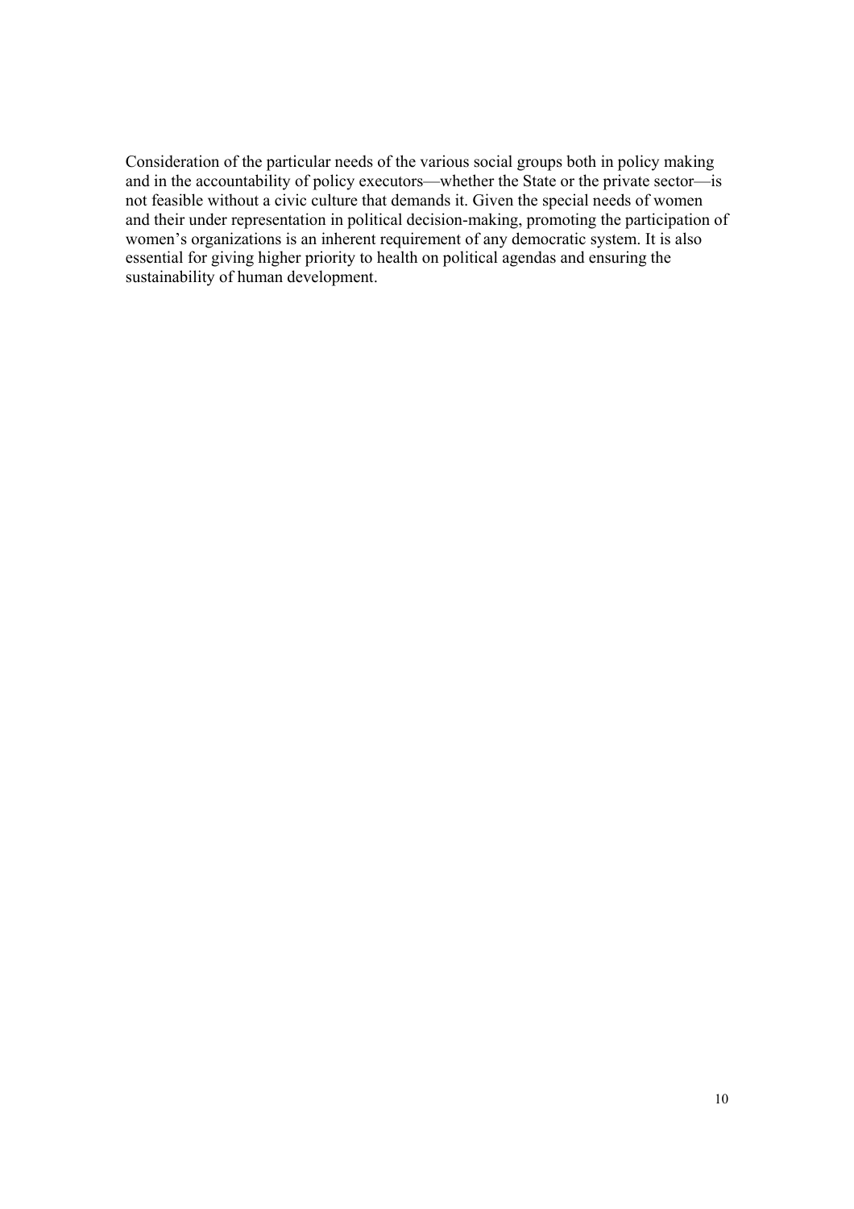Consideration of the particular needs of the various social groups both in policy making and in the accountability of policy executors—whether the State or the private sector—is not feasible without a civic culture that demands it. Given the special needs of women and their under representation in political decision-making, promoting the participation of women's organizations is an inherent requirement of any democratic system. It is also essential for giving higher priority to health on political agendas and ensuring the sustainability of human development.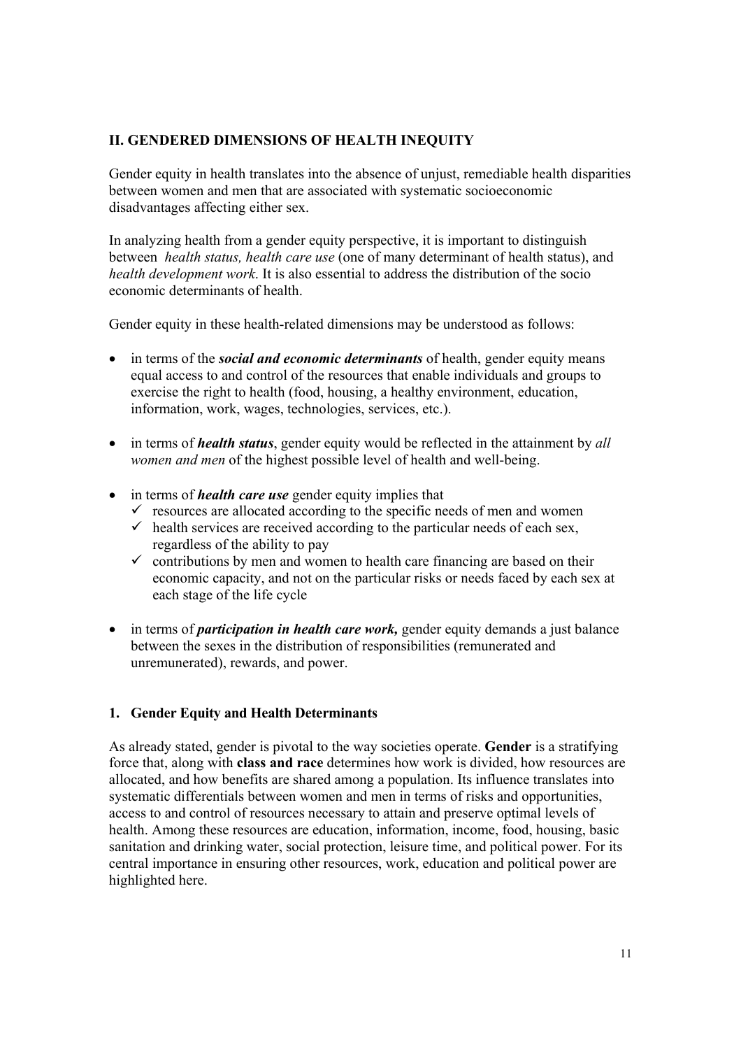## II. GENDERED DIMENSIONS OF HEALTH INEQUITY

Gender equity in health translates into the absence of unjust, remediable health disparities between women and men that are associated with systematic socioeconomic disadvantages affecting either sex.

In analyzing health from a gender equity perspective, it is important to distinguish between *health status, health care use* (one of many determinant of health status), and *health development work*. It is also essential to address the distribution of the socio economic determinants of health.

Gender equity in these health-related dimensions may be understood as follows:

- in terms of the ***social and economic determinants*** of health, gender equity means equal access to and control of the resources that enable individuals and groups to exercise the right to health (food, housing, a healthy environment, education, information, work, wages, technologies, services, etc.).
- in terms of ***health status***, gender equity would be reflected in the attainment by *all women and men* of the highest possible level of health and well-being.
- in terms of ***health care use*** gender equity implies that
  - ✓ resources are allocated according to the specific needs of men and women
  - ✓ health services are received according to the particular needs of each sex, regardless of the ability to pay
  - ✓ contributions by men and women to health care financing are based on their economic capacity, and not on the particular risks or needs faced by each sex at each stage of the life cycle
- in terms of ***participation in health care work,*** gender equity demands a just balance between the sexes in the distribution of responsibilities (remunerated and unremunerated), rewards, and power.

### 1. Gender Equity and Health Determinants

As already stated, gender is pivotal to the way societies operate. **Gender** is a stratifying force that, along with **class and race** determines how work is divided, how resources are allocated, and how benefits are shared among a population. Its influence translates into systematic differentials between women and men in terms of risks and opportunities, access to and control of resources necessary to attain and preserve optimal levels of health. Among these resources are education, information, income, food, housing, basic sanitation and drinking water, social protection, leisure time, and political power. For its central importance in ensuring other resources, work, education and political power are highlighted here.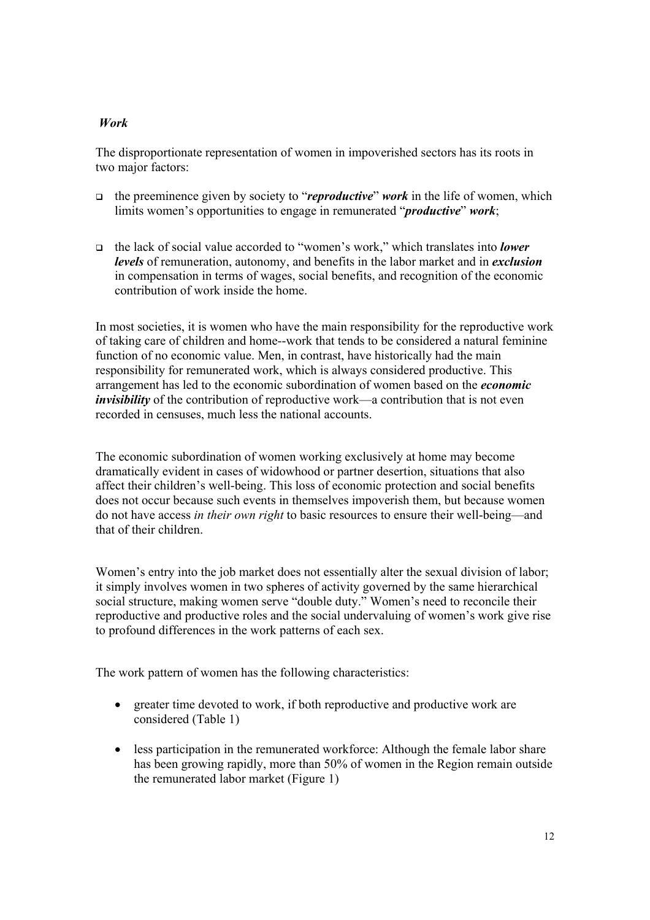***Work***

The disproportionate representation of women in impoverished sectors has its roots in two major factors:

- the preeminence given by society to "***reproductive***" ***work*** in the life of women, which limits women's opportunities to engage in remunerated "***productive***" ***work***;

- the lack of social value accorded to "women's work," which translates into ***lower levels*** of remuneration, autonomy, and benefits in the labor market and in ***exclusion*** in compensation in terms of wages, social benefits, and recognition of the economic contribution of work inside the home.

In most societies, it is women who have the main responsibility for the reproductive work of taking care of children and home--work that tends to be considered a natural feminine function of no economic value. Men, in contrast, have historically had the main responsibility for remunerated work, which is always considered productive. This arrangement has led to the economic subordination of women based on the ***economic invisibility*** of the contribution of reproductive work—a contribution that is not even recorded in censuses, much less the national accounts.

The economic subordination of women working exclusively at home may become dramatically evident in cases of widowhood or partner desertion, situations that also affect their children's well-being. This loss of economic protection and social benefits does not occur because such events in themselves impoverish them, but because women do not have access *in their own right* to basic resources to ensure their well-being—and that of their children.

Women's entry into the job market does not essentially alter the sexual division of labor; it simply involves women in two spheres of activity governed by the same hierarchical social structure, making women serve "double duty." Women's need to reconcile their reproductive and productive roles and the social undervaluing of women's work give rise to profound differences in the work patterns of each sex.

The work pattern of women has the following characteristics:

- greater time devoted to work, if both reproductive and productive work are considered (Table 1)

- less participation in the remunerated workforce: Although the female labor share has been growing rapidly, more than 50% of women in the Region remain outside the remunerated labor market (Figure 1)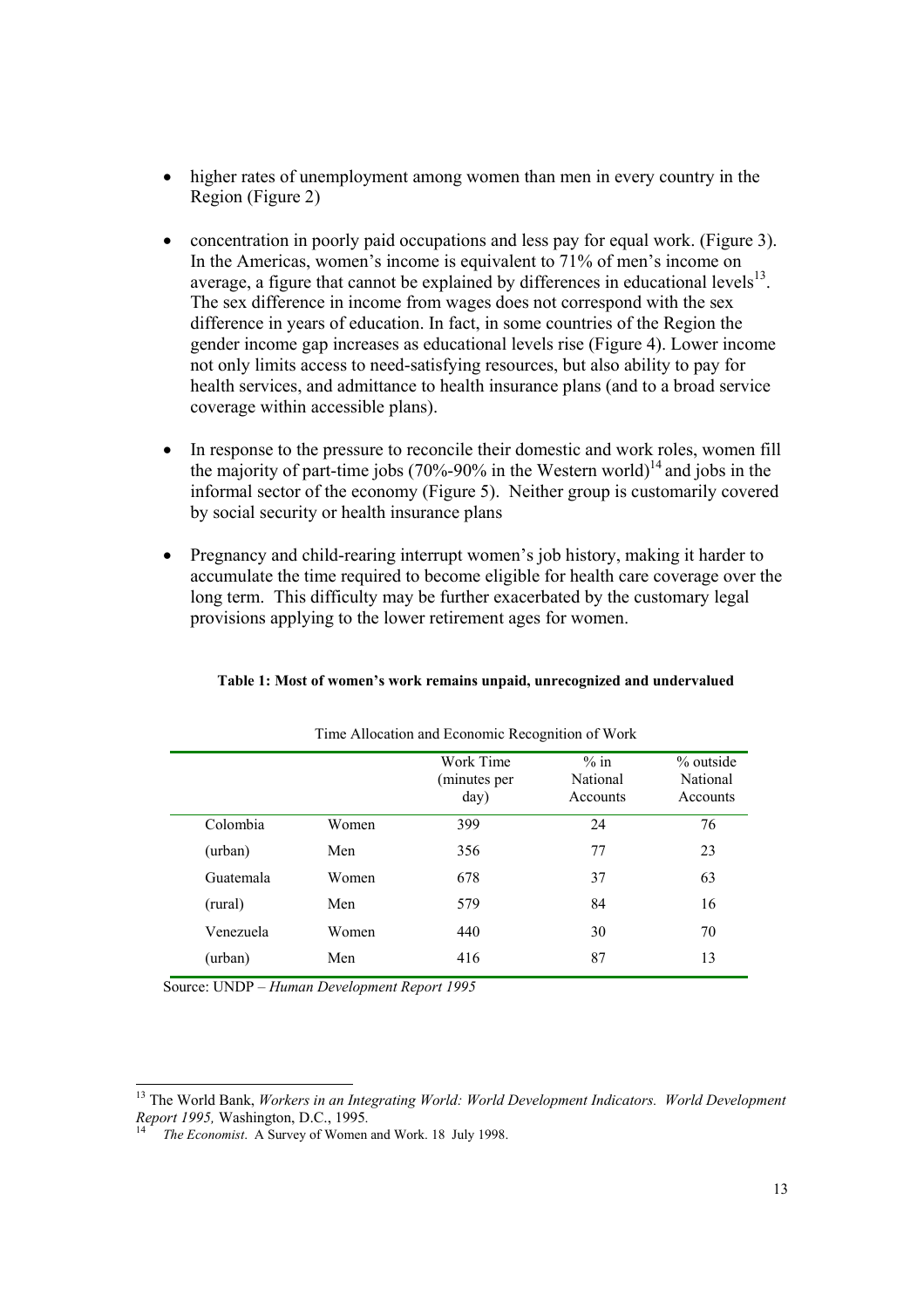- higher rates of unemployment among women than men in every country in the Region (Figure 2)

- concentration in poorly paid occupations and less pay for equal work. (Figure 3). In the Americas, women's income is equivalent to 71% of men's income on average, a figure that cannot be explained by differences in educational levels[13]. The sex difference in income from wages does not correspond with the sex difference in years of education. In fact, in some countries of the Region the gender income gap increases as educational levels rise (Figure 4). Lower income not only limits access to need-satisfying resources, but also ability to pay for health services, and admittance to health insurance plans (and to a broad service coverage within accessible plans).

- In response to the pressure to reconcile their domestic and work roles, women fill the majority of part-time jobs (70%-90% in the Western world)[14] and jobs in the informal sector of the economy (Figure 5). Neither group is customarily covered by social security or health insurance plans

- Pregnancy and child-rearing interrupt women's job history, making it harder to accumulate the time required to become eligible for health care coverage over the long term. This difficulty may be further exacerbated by the customary legal provisions applying to the lower retirement ages for women.

**Table 1: Most of women's work remains unpaid, unrecognized and undervalued**

Time Allocation and Economic Recognition of Work

| | | Work Time (minutes per day) | % in National Accounts | % outside National Accounts |
|---|---|---|---|---|
| Colombia | Women | 399 | 24 | 76 |
| (urban) | Men | 356 | 77 | 23 |
| Guatemala | Women | 678 | 37 | 63 |
| (rural) | Men | 579 | 84 | 16 |
| Venezuela | Women | 440 | 30 | 70 |
| (urban) | Men | 416 | 87 | 13 |

Source: UNDP – *Human Development Report 1995*

[13] The World Bank, *Workers in an Integrating World: World Development Indicators. World Development Report 1995,* Washington, D.C., 1995.

[14] *The Economist*. A Survey of Women and Work. 18 July 1998.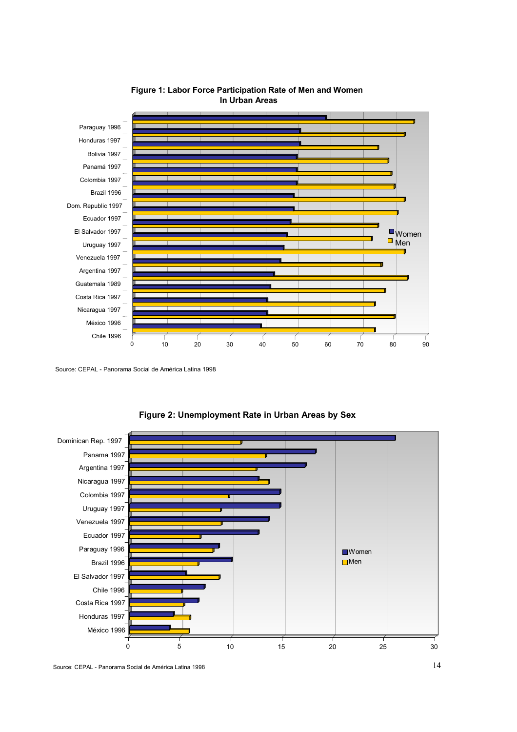**Figure 1: Labor Force Participation Rate of Men and Women In Urban Areas**

Paraguay 1996
Honduras 1997
Bolivia 1997
Panamá 1997
Colombia 1997
Brazil 1996
Dom. Republic 1997
Ecuador 1997
El Salvador 1997
Uruguay 1997
Venezuela 1997
Argentina 1997
Guatemala 1989
Costa Rica 1997
Nicaragua 1997
México 1996
Chile 1996

0 10 20 30 40 50 60 70 80 90

Women
Men

Source: CEPAL - Panorama Social de América Latina 1998

**Figure 2: Unemployment Rate in Urban Areas by Sex**

Dominican Rep. 1997
Panama 1997
Argentina 1997
Nicaragua 1997
Colombia 1997
Uruguay 1997
Venezuela 1997
Ecuador 1997
Paraguay 1996
Brazil 1996
El Salvador 1997
Chile 1996
Costa Rica 1997
Honduras 1997
México 1996

0 5 10 15 20 25 30

Women
Men

Source: CEPAL - Panorama Social de América Latina 1998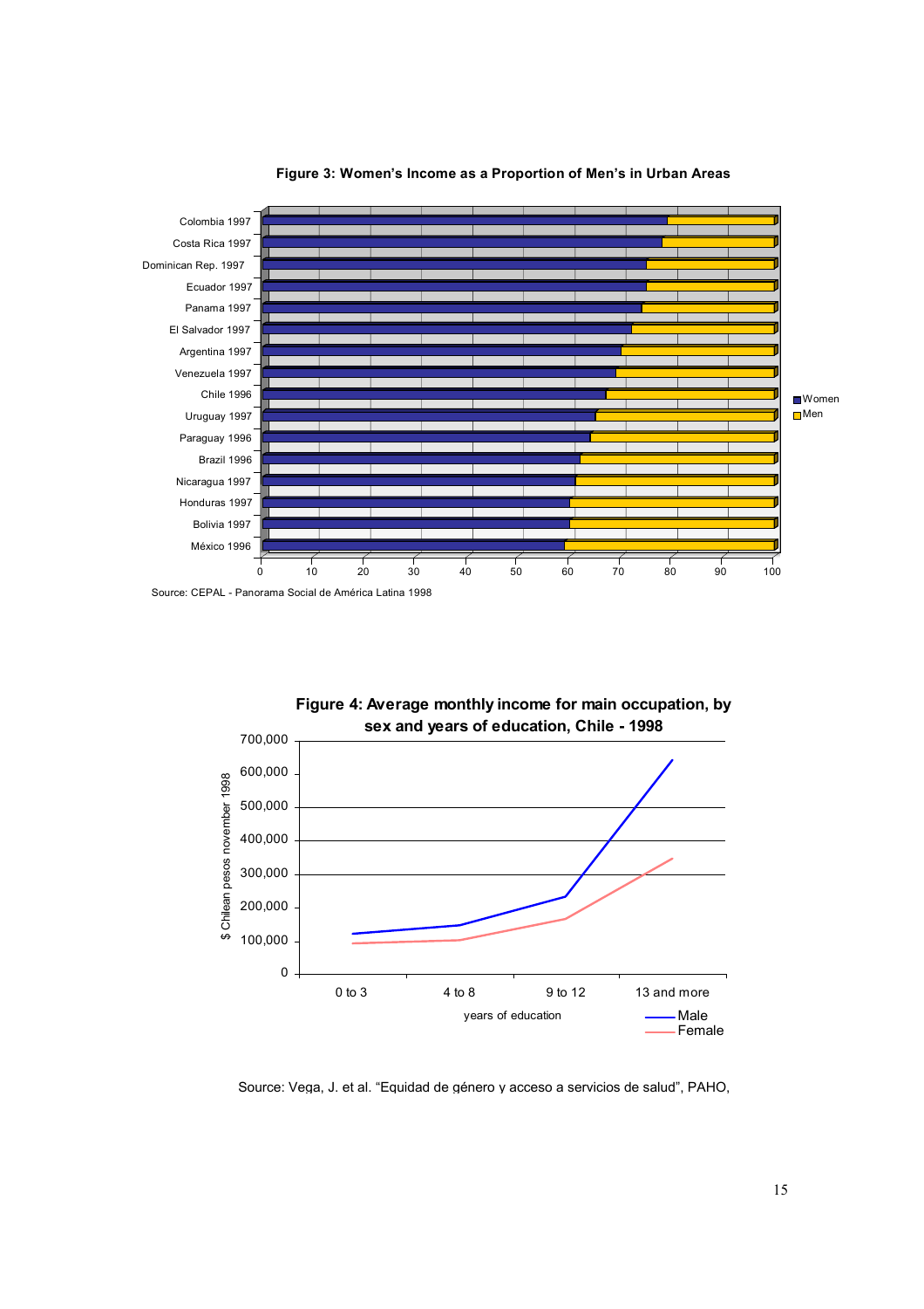**Figure 3: Women's Income as a Proportion of Men's in Urban Areas**

Colombia 1997
Costa Rica 1997
Dominican Rep. 1997
Ecuador 1997
Panama 1997
El Salvador 1997
Argentina 1997
Venezuela 1997
Chile 1996
Uruguay 1997
Paraguay 1996
Brazil 1996
Nicaragua 1997
Honduras 1997
Bolivia 1997
México 1996

0 10 20 30 40 50 60 70 80 90 100

Women
Men

Source: CEPAL - Panorama Social de América Latina 1998

**Figure 4: Average monthly income for main occupation, by sex and years of education, Chile - 1998**

$ Chilean pesos november 1998

700,000
600,000
500,000
400,000
300,000
200,000
100,000
0

0 to 3
4 to 8
9 to 12
13 and more

years of education

Male
Female

Source: Vega, J. et al. "Equidad de género y acceso a servicios de salud", PAHO,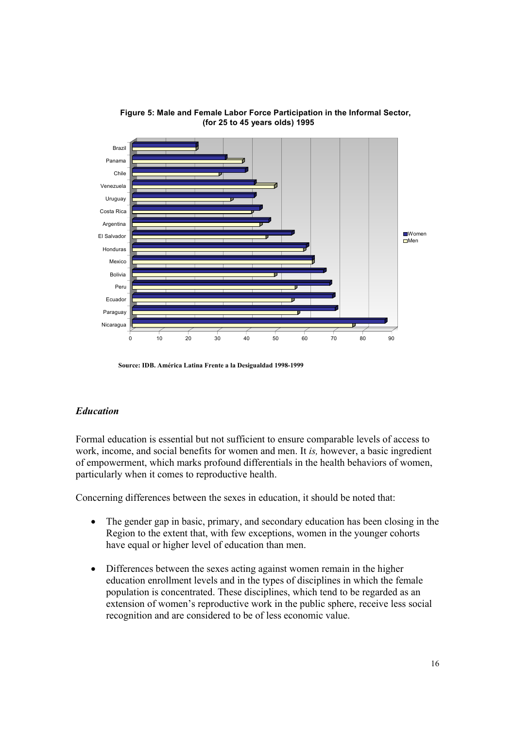**Figure 5: Male and Female Labor Force Participation in the Informal Sector, (for 25 to 45 years olds) 1995**

Brazil
Panama
Chile
Venezuela
Uruguay
Costa Rica
Argentina
El Salvador
Honduras
Mexico
Bolivia
Peru
Ecuador
Paraguay
Nicaragua

0 10 20 30 40 50 60 70 80 90

Women
Men

Source: IDB. América Latina Frente a la Desigualdad 1998-1999

### *Education*

Formal education is essential but not sufficient to ensure comparable levels of access to work, income, and social benefits for women and men. It *is,* however, a basic ingredient of empowerment, which marks profound differentials in the health behaviors of women, particularly when it comes to reproductive health.

Concerning differences between the sexes in education, it should be noted that:

- The gender gap in basic, primary, and secondary education has been closing in the Region to the extent that, with few exceptions, women in the younger cohorts have equal or higher level of education than men.
- Differences between the sexes acting against women remain in the higher education enrollment levels and in the types of disciplines in which the female population is concentrated. These disciplines, which tend to be regarded as an extension of women's reproductive work in the public sphere, receive less social recognition and are considered to be of less economic value.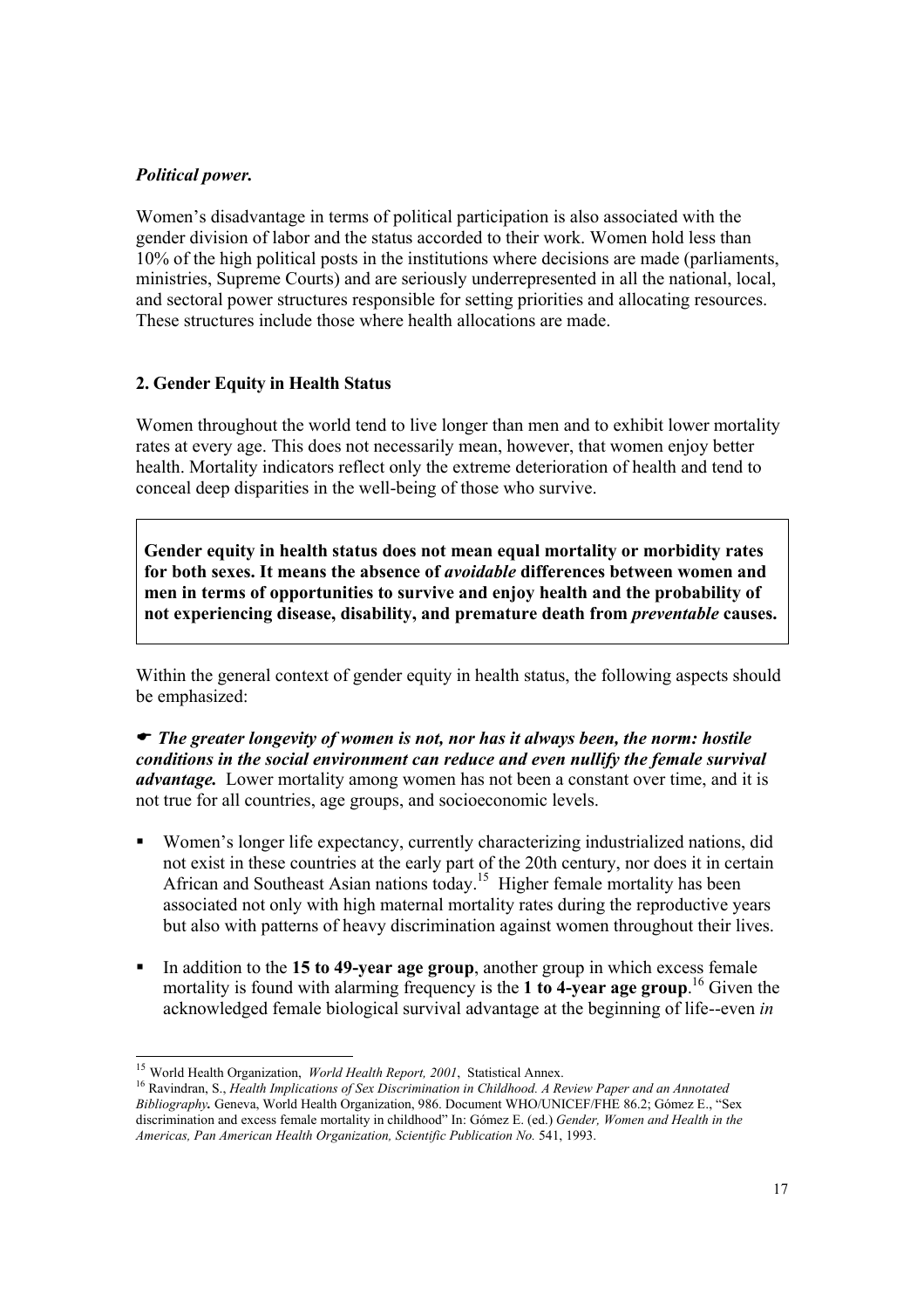***Political power.***

Women's disadvantage in terms of political participation is also associated with the gender division of labor and the status accorded to their work. Women hold less than 10% of the high political posts in the institutions where decisions are made (parliaments, ministries, Supreme Courts) and are seriously underrepresented in all the national, local, and sectoral power structures responsible for setting priorities and allocating resources. These structures include those where health allocations are made.

## 2. Gender Equity in Health Status

Women throughout the world tend to live longer than men and to exhibit lower mortality rates at every age. This does not necessarily mean, however, that women enjoy better health. Mortality indicators reflect only the extreme deterioration of health and tend to conceal deep disparities in the well-being of those who survive.

> **Gender equity in health status does not mean equal mortality or morbidity rates for both sexes. It means the absence of *avoidable* differences between women and men in terms of opportunities to survive and enjoy health and the probability of not experiencing disease, disability, and premature death from *preventable* causes.**

Within the general context of gender equity in health status, the following aspects should be emphasized:

☛ ***The greater longevity of women is not, nor has it always been, the norm: hostile conditions in the social environment can reduce and even nullify the female survival advantage.*** Lower mortality among women has not been a constant over time, and it is not true for all countries, age groups, and socioeconomic levels.

- Women's longer life expectancy, currently characterizing industrialized nations, did not exist in these countries at the early part of the 20th century, nor does it in certain African and Southeast Asian nations today.[15] Higher female mortality has been associated not only with high maternal mortality rates during the reproductive years but also with patterns of heavy discrimination against women throughout their lives.

- In addition to the **15 to 49-year age group**, another group in which excess female mortality is found with alarming frequency is the **1 to 4-year age group**.[16] Given the acknowledged female biological survival advantage at the beginning of life--even *in*

---

[15] World Health Organization, *World Health Report, 2001*, Statistical Annex.

[16] Ravindran, S., *Health Implications of Sex Discrimination in Childhood. A Review Paper and an Annotated Bibliography*. Geneva, World Health Organization, 986. Document WHO/UNICEF/FHE 86.2; Gómez E., "Sex discrimination and excess female mortality in childhood" In: Gómez E. (ed.) *Gender, Women and Health in the Americas, Pan American Health Organization, Scientific Publication No.* 541, 1993.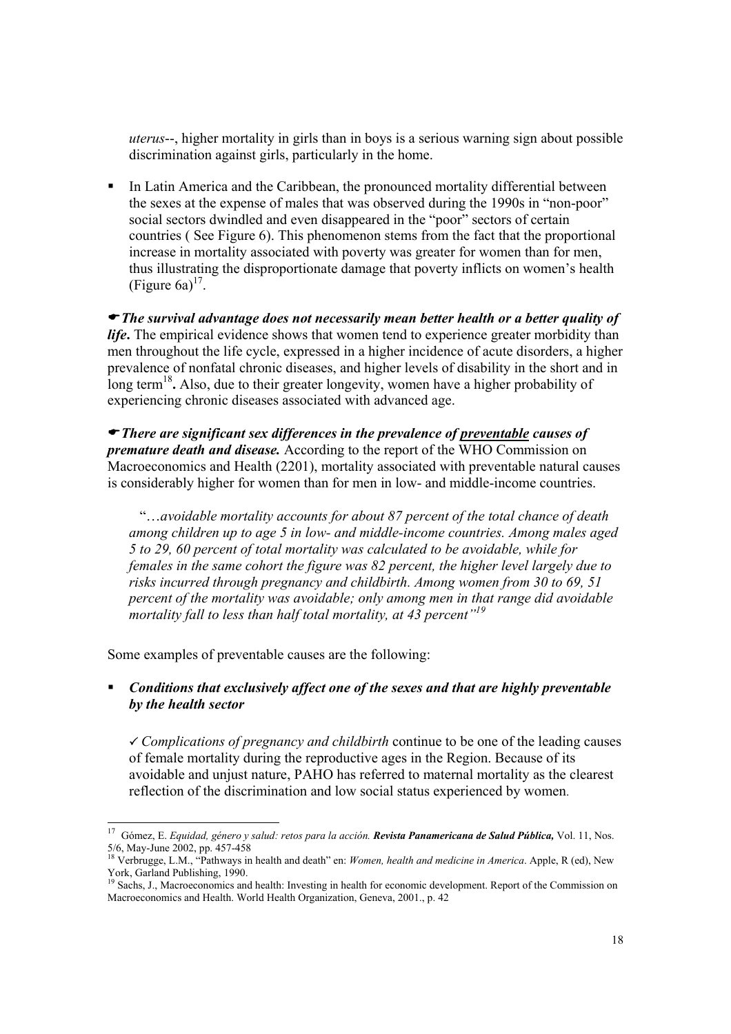*uterus*--, higher mortality in girls than in boys is a serious warning sign about possible discrimination against girls, particularly in the home.

- In Latin America and the Caribbean, the pronounced mortality differential between the sexes at the expense of males that was observed during the 1990s in "non-poor" social sectors dwindled and even disappeared in the "poor" sectors of certain countries ( See Figure 6). This phenomenon stems from the fact that the proportional increase in mortality associated with poverty was greater for women than for men, thus illustrating the disproportionate damage that poverty inflicts on women's health (Figure 6a)[17].

☛ ***The survival advantage does not necessarily mean better health or a better quality of life*****.** The empirical evidence shows that women tend to experience greater morbidity than men throughout the life cycle, expressed in a higher incidence of acute disorders, a higher prevalence of nonfatal chronic diseases, and higher levels of disability in the short and in long term[18]**.** Also, due to their greater longevity, women have a higher probability of experiencing chronic diseases associated with advanced age.

☛ ***There are significant sex differences in the prevalence of <u>preventable</u> causes of premature death and disease.*** According to the report of the WHO Commission on Macroeconomics and Health (2201), mortality associated with preventable natural causes is considerably higher for women than for men in low- and middle-income countries.

> "…*avoidable mortality accounts for about 87 percent of the total chance of death among children up to age 5 in low- and middle-income countries. Among males aged 5 to 29, 60 percent of total mortality was calculated to be avoidable, while for females in the same cohort the figure was 82 percent, the higher level largely due to risks incurred through pregnancy and childbirth. Among women from 30 to 69, 51 percent of the mortality was avoidable; only among men in that range did avoidable mortality fall to less than half total mortality, at 43 percent"*[19]

Some examples of preventable causes are the following:

- ***Conditions that exclusively affect one of the sexes and that are highly preventable by the health sector***

  ✓ *Complications of pregnancy and childbirth* continue to be one of the leading causes of female mortality during the reproductive ages in the Region. Because of its avoidable and unjust nature, PAHO has referred to maternal mortality as the clearest reflection of the discrimination and low social status experienced by women.

---

[17] Gómez, E. *Equidad, género y salud: retos para la acción.* ***Revista Panamericana de Salud Pública,*** Vol. 11, Nos. 5/6, May-June 2002, pp. 457-458

[18] Verbrugge, L.M., "Pathways in health and death" en: *Women, health and medicine in America*. Apple, R (ed), New York, Garland Publishing, 1990.

[19] Sachs, J., Macroeconomics and health: Investing in health for economic development. Report of the Commission on Macroeconomics and Health. World Health Organization, Geneva, 2001., p. 42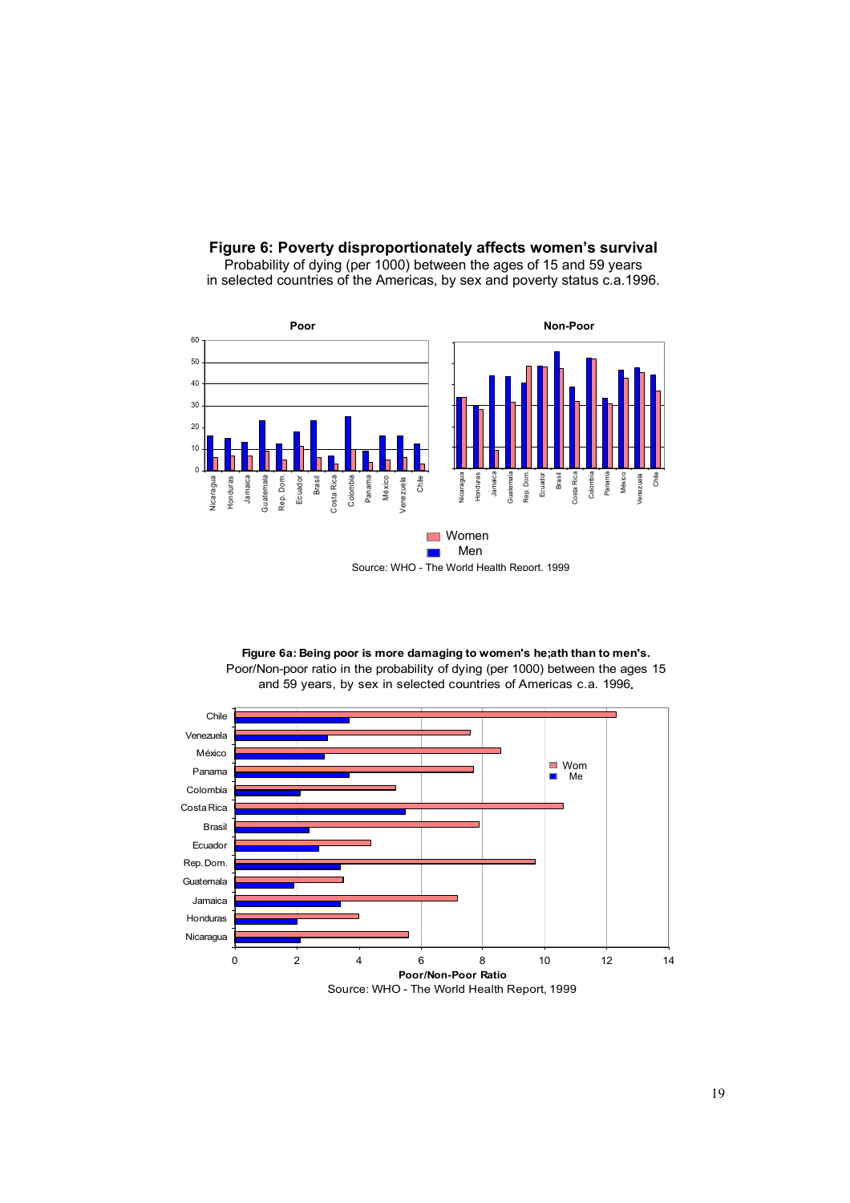**Figure 6: Poverty disproportionately affects women's survival**

Probability of dying (per 1000) between the ages of 15 and 59 years in selected countries of the Americas, by sex and poverty status c.a.1996.

Poor

Non-Poor

0
10
20
30
40
50
60

Nicaragua
Honduras
Jamaica
Guatemala
Rep. Dom.
Ecuador
Brasil
Costa Rica
Colombia
Panama
México
Venezuela
Chile

Women
Men

Source: WHO - The World Health Report, 1999

**Figure 6a: Being poor is more damaging to women's he;ath than to men's.**

Poor/Non-poor ratio in the probability of dying (per 1000) between the ages 15 and 59 years, by sex in selected countries of Americas c.a. 1996.

Chile
Venezuela
México
Panama
Colombia
Costa Rica
Brasil
Ecuador
Rep. Dom.
Guatemala
Jamaica
Honduras
Nicaragua

Wom
Me

0
2
4
6
8
10
12
14

**Poor/Non-Poor Ratio**

Source: WHO - The World Health Report, 1999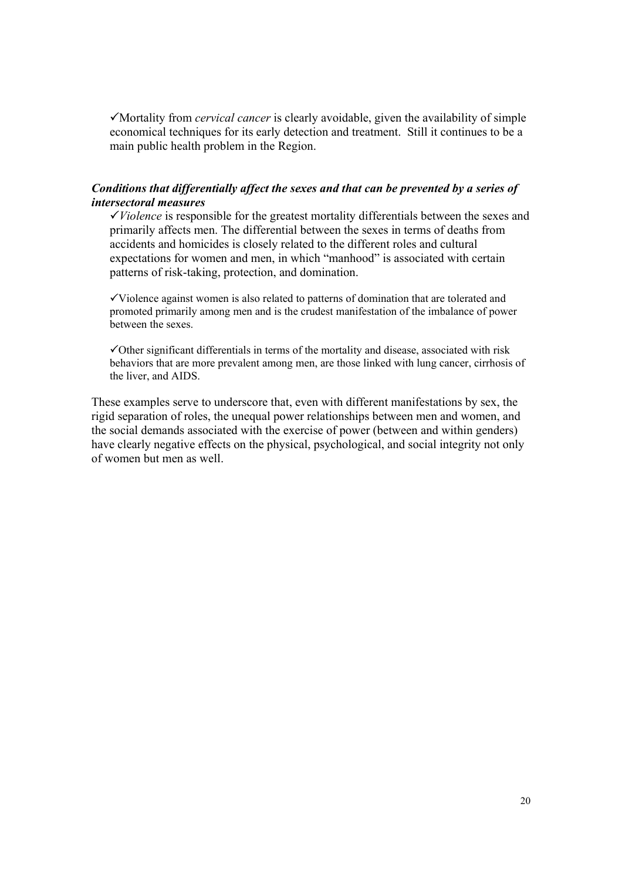✓Mortality from *cervical cancer* is clearly avoidable, given the availability of simple economical techniques for its early detection and treatment. Still it continues to be a main public health problem in the Region.

***Conditions that differentially affect the sexes and that can be prevented by a series of intersectoral measures***

✓*Violence* is responsible for the greatest mortality differentials between the sexes and primarily affects men. The differential between the sexes in terms of deaths from accidents and homicides is closely related to the different roles and cultural expectations for women and men, in which "manhood" is associated with certain patterns of risk-taking, protection, and domination.

✓Violence against women is also related to patterns of domination that are tolerated and promoted primarily among men and is the crudest manifestation of the imbalance of power between the sexes.

✓Other significant differentials in terms of the mortality and disease, associated with risk behaviors that are more prevalent among men, are those linked with lung cancer, cirrhosis of the liver, and AIDS.

These examples serve to underscore that, even with different manifestations by sex, the rigid separation of roles, the unequal power relationships between men and women, and the social demands associated with the exercise of power (between and within genders) have clearly negative effects on the physical, psychological, and social integrity not only of women but men as well.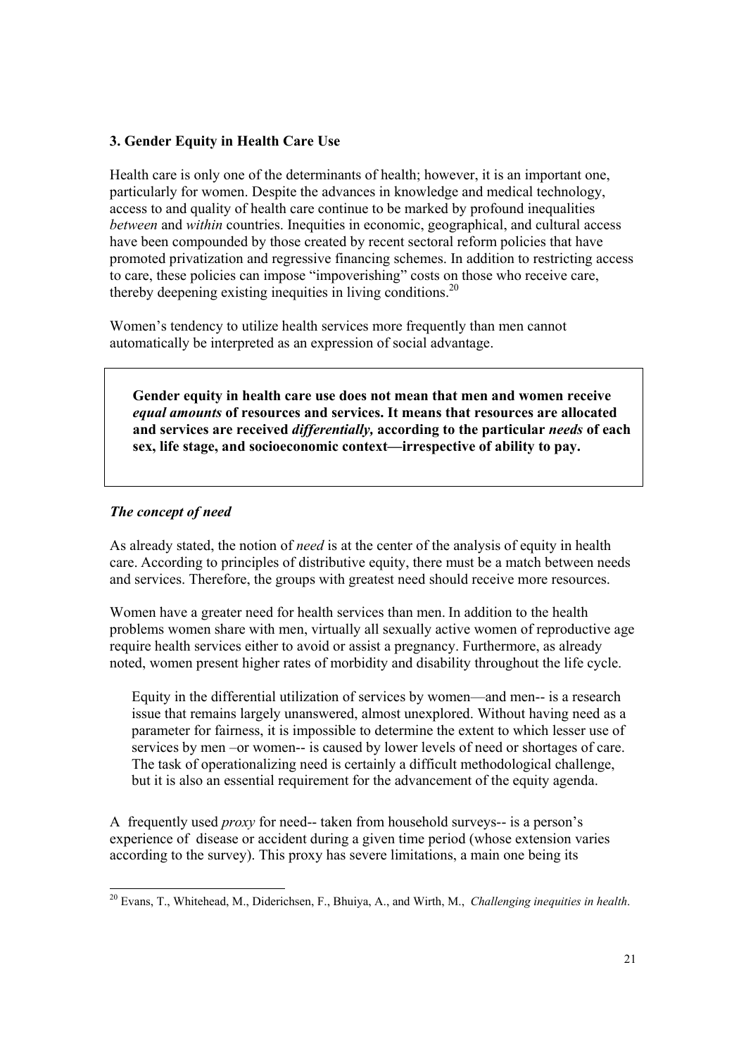### 3. Gender Equity in Health Care Use

Health care is only one of the determinants of health; however, it is an important one, particularly for women. Despite the advances in knowledge and medical technology, access to and quality of health care continue to be marked by profound inequalities *between* and *within* countries. Inequities in economic, geographical, and cultural access have been compounded by those created by recent sectoral reform policies that have promoted privatization and regressive financing schemes. In addition to restricting access to care, these policies can impose "impoverishing" costs on those who receive care, thereby deepening existing inequities in living conditions.[20]

Women's tendency to utilize health services more frequently than men cannot automatically be interpreted as an expression of social advantage.

> **Gender equity in health care use does not mean that men and women receive *equal amounts* of resources and services. It means that resources are allocated and services are received *differentially,* according to the particular *needs* of each sex, life stage, and socioeconomic context—irrespective of ability to pay.**

#### *The concept of need*

As already stated, the notion of *need* is at the center of the analysis of equity in health care. According to principles of distributive equity, there must be a match between needs and services. Therefore, the groups with greatest need should receive more resources.

Women have a greater need for health services than men. In addition to the health problems women share with men, virtually all sexually active women of reproductive age require health services either to avoid or assist a pregnancy. Furthermore, as already noted, women present higher rates of morbidity and disability throughout the life cycle.

> Equity in the differential utilization of services by women—and men-- is a research issue that remains largely unanswered, almost unexplored. Without having need as a parameter for fairness, it is impossible to determine the extent to which lesser use of services by men –or women-- is caused by lower levels of need or shortages of care. The task of operationalizing need is certainly a difficult methodological challenge, but it is also an essential requirement for the advancement of the equity agenda.

A frequently used *proxy* for need-- taken from household surveys-- is a person's experience of disease or accident during a given time period (whose extension varies according to the survey). This proxy has severe limitations, a main one being its

---

[20] Evans, T., Whitehead, M., Diderichsen, F., Bhuiya, A., and Wirth, M., *Challenging inequities in health*.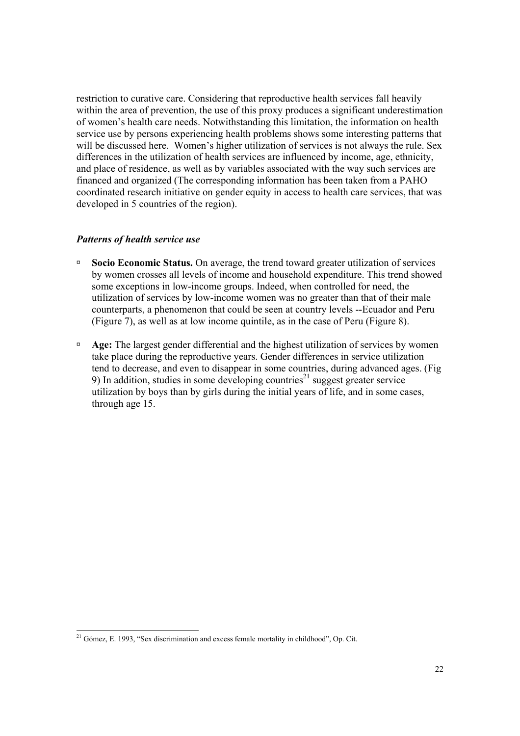restriction to curative care. Considering that reproductive health services fall heavily within the area of prevention, the use of this proxy produces a significant underestimation of women's health care needs. Notwithstanding this limitation, the information on health service use by persons experiencing health problems shows some interesting patterns that will be discussed here. Women's higher utilization of services is not always the rule. Sex differences in the utilization of health services are influenced by income, age, ethnicity, and place of residence, as well as by variables associated with the way such services are financed and organized (The corresponding information has been taken from a PAHO coordinated research initiative on gender equity in access to health care services, that was developed in 5 countries of the region).

### *Patterns of health service use*

- **Socio Economic Status.** On average, the trend toward greater utilization of services by women crosses all levels of income and household expenditure. This trend showed some exceptions in low-income groups. Indeed, when controlled for need, the utilization of services by low-income women was no greater than that of their male counterparts, a phenomenon that could be seen at country levels --Ecuador and Peru (Figure 7), as well as at low income quintile, as in the case of Peru (Figure 8).

- **Age:** The largest gender differential and the highest utilization of services by women take place during the reproductive years. Gender differences in service utilization tend to decrease, and even to disappear in some countries, during advanced ages. (Fig 9) In addition, studies in some developing countries[21] suggest greater service utilization by boys than by girls during the initial years of life, and in some cases, through age 15.

---

[21] Gómez, E. 1993, "Sex discrimination and excess female mortality in childhood", Op. Cit.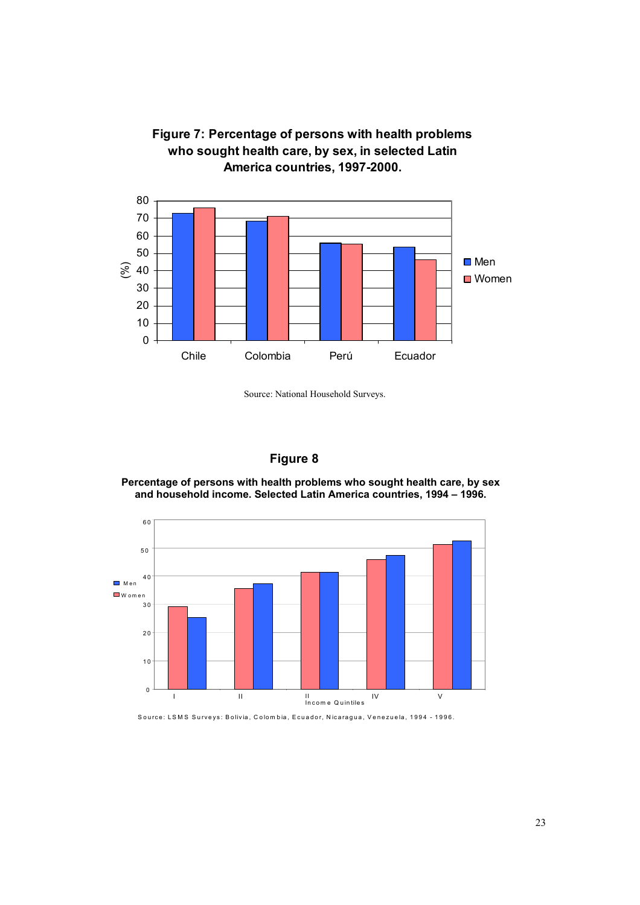**Figure 7: Percentage of persons with health problems who sought health care, by sex, in selected Latin America countries, 1997-2000.**

(%)
80
70
60
50
40
30
20
10
0

Chile
Colombia
Perú
Ecuador

Men
Women

Source: National Household Surveys.

## Figure 8

**Percentage of persons with health problems who sought health care, by sex and household income. Selected Latin America countries, 1994 – 1996.**

60
50
40
30
20
10
0

Men
Women

I
II
II
IV
V
Income Quintiles

Source: LSMS Surveys: Bolivia, Colombia, Ecuador, Nicaragua, Venezuela, 1994 - 1996.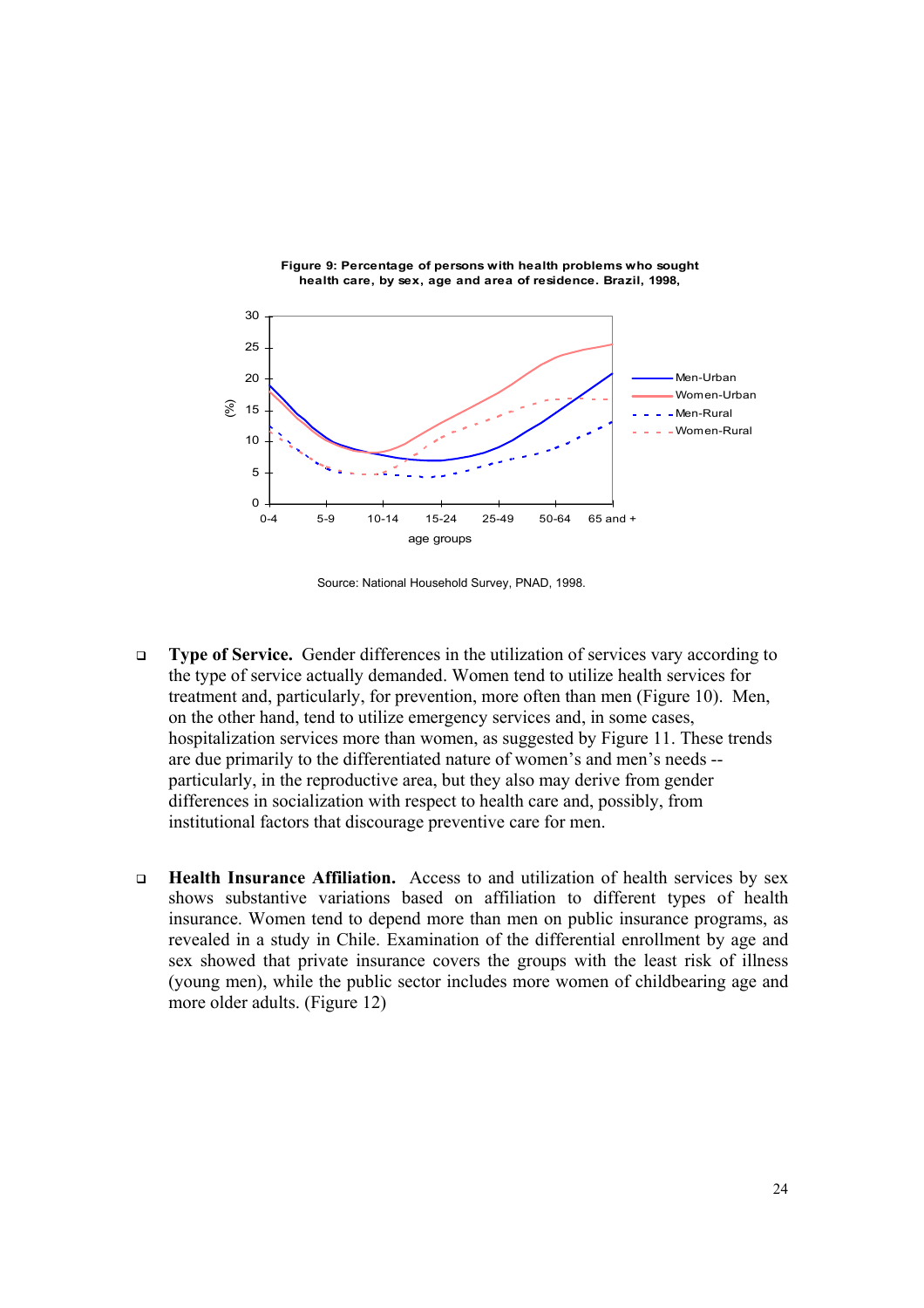**Figure 9: Percentage of persons with health problems who sought health care, by sex, age and area of residence. Brazil, 1998,**

(%)

30
25
20
15
10
5
0

0-4
5-9
10-14
15-24
25-49
50-64
65 and +

age groups

Men-Urban
Women-Urban
Men-Rural
Women-Rural

Source: National Household Survey, PNAD, 1998.

- **Type of Service.** Gender differences in the utilization of services vary according to the type of service actually demanded. Women tend to utilize health services for treatment and, particularly, for prevention, more often than men (Figure 10). Men, on the other hand, tend to utilize emergency services and, in some cases, hospitalization services more than women, as suggested by Figure 11. These trends are due primarily to the differentiated nature of women's and men's needs -- particularly, in the reproductive area, but they also may derive from gender differences in socialization with respect to health care and, possibly, from institutional factors that discourage preventive care for men.

- **Health Insurance Affiliation.** Access to and utilization of health services by sex shows substantive variations based on affiliation to different types of health insurance. Women tend to depend more than men on public insurance programs, as revealed in a study in Chile. Examination of the differential enrollment by age and sex showed that private insurance covers the groups with the least risk of illness (young men), while the public sector includes more women of childbearing age and more older adults. (Figure 12)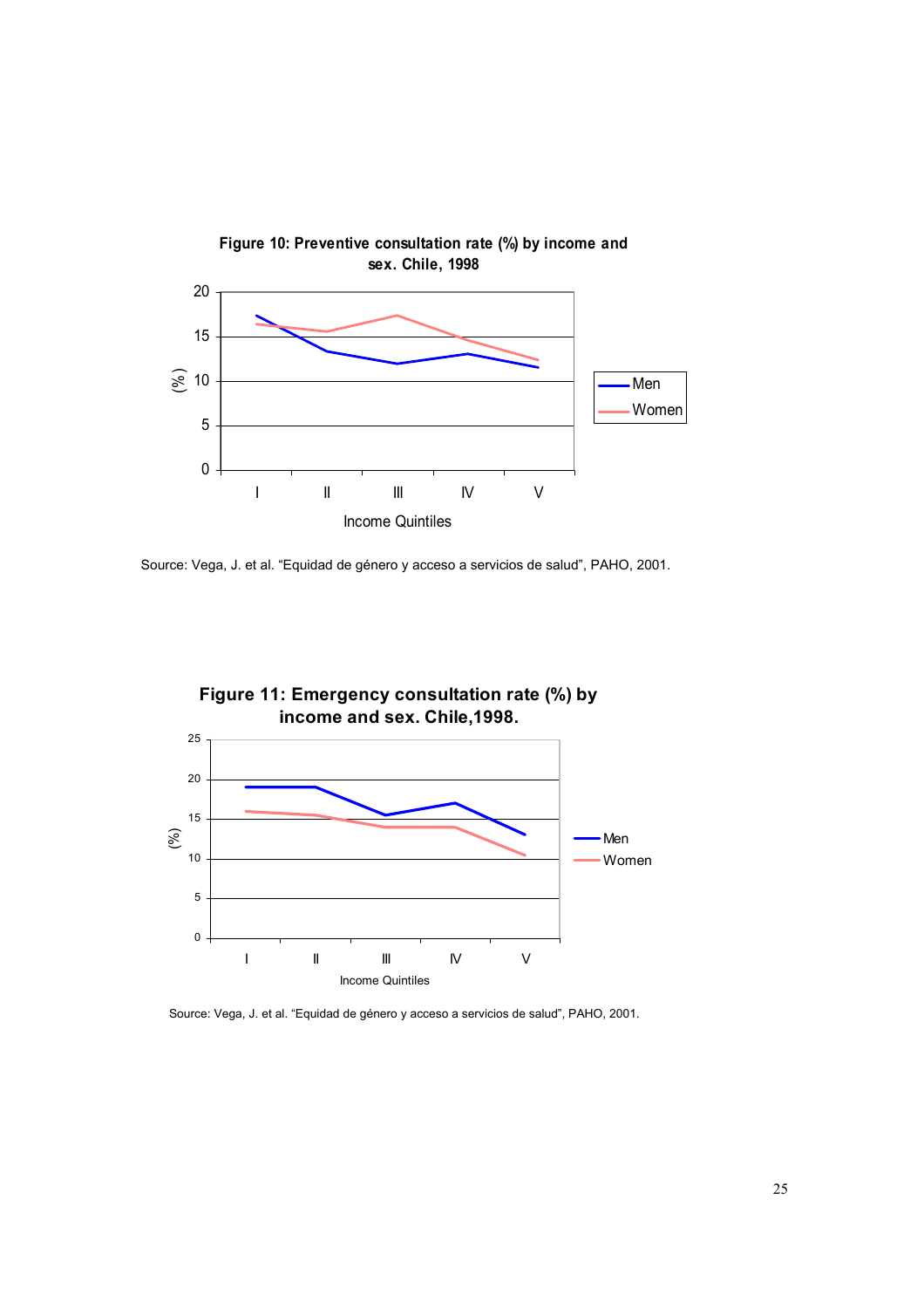**Figure 10: Preventive consultation rate (%) by income and sex. Chile, 1998**

Source: Vega, J. et al. "Equidad de género y acceso a servicios de salud", PAHO, 2001.

**Figure 11: Emergency consultation rate (%) by income and sex. Chile,1998.**

Source: Vega, J. et al. "Equidad de género y acceso a servicios de salud", PAHO, 2001.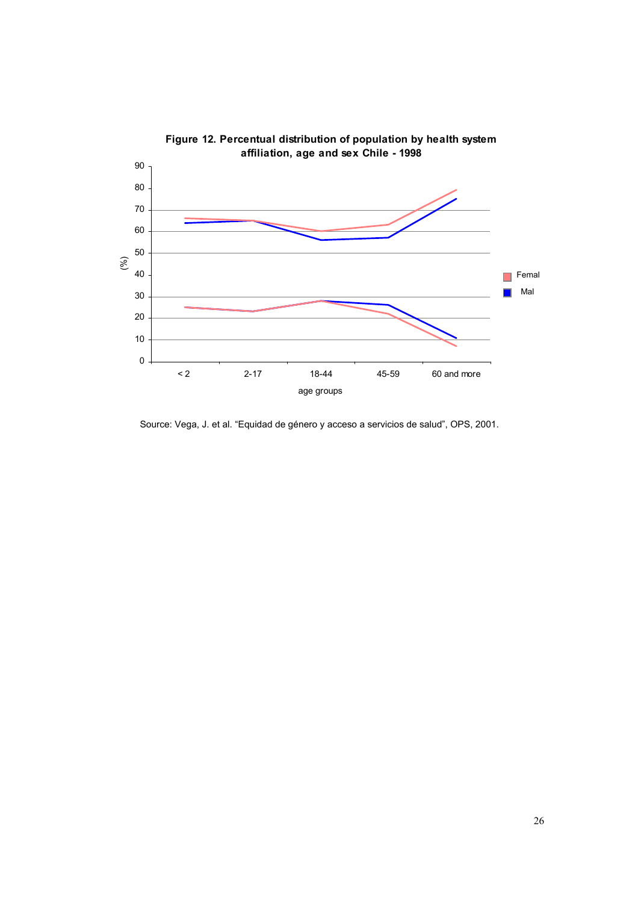**Figure 12. Percentual distribution of population by health system affiliation, age and sex Chile - 1998**

Source: Vega, J. et al. "Equidad de género y acceso a servicios de salud", OPS, 2001.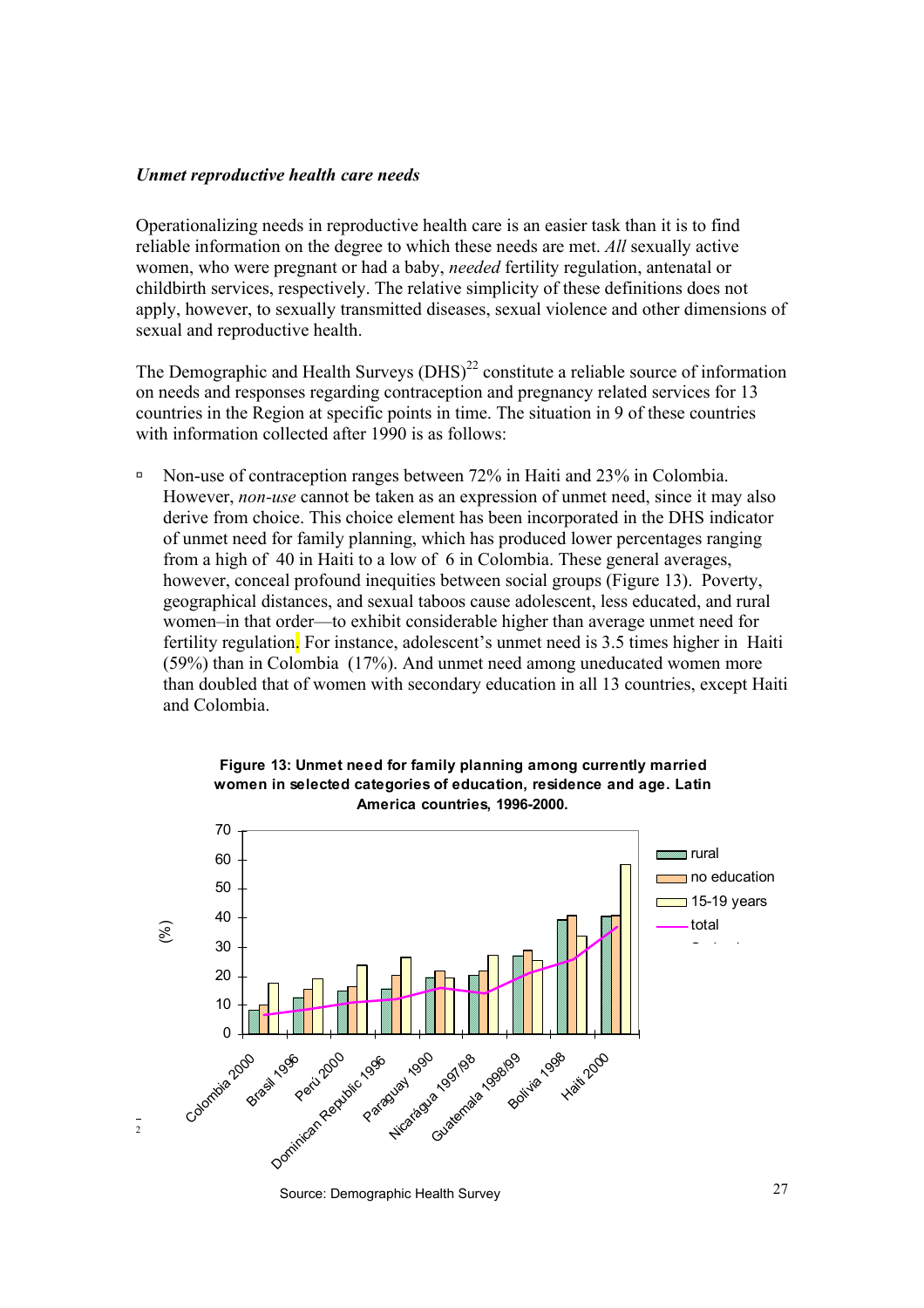### *Unmet reproductive health care needs*

Operationalizing needs in reproductive health care is an easier task than it is to find reliable information on the degree to which these needs are met. *All* sexually active women, who were pregnant or had a baby, *needed* fertility regulation, antenatal or childbirth services, respectively. The relative simplicity of these definitions does not apply, however, to sexually transmitted diseases, sexual violence and other dimensions of sexual and reproductive health.

The Demographic and Health Surveys (DHS)[22] constitute a reliable source of information on needs and responses regarding contraception and pregnancy related services for 13 countries in the Region at specific points in time. The situation in 9 of these countries with information collected after 1990 is as follows:

- Non-use of contraception ranges between 72% in Haiti and 23% in Colombia. However, *non-use* cannot be taken as an expression of unmet need, since it may also derive from choice. This choice element has been incorporated in the DHS indicator of unmet need for family planning, which has produced lower percentages ranging from a high of 40 in Haiti to a low of 6 in Colombia. These general averages, however, conceal profound inequities between social groups (Figure 13). Poverty, geographical distances, and sexual taboos cause adolescent, less educated, and rural women–in that order—to exhibit considerable higher than average unmet need for fertility regulation. For instance, adolescent's unmet need is 3.5 times higher in Haiti (59%) than in Colombia (17%). And unmet need among uneducated women more than doubled that of women with secondary education in all 13 countries, except Haiti and Colombia.

**Figure 13: Unmet need for family planning among currently married women in selected categories of education, residence and age. Latin America countries, 1996-2000.**

(%)

70
60
50
40
30
20
10
0

rural
no education
15-19 years
total

Colombia 2000
Brasil 1996
Perú 2000
Dominican Republic 1996
Paraguay 1990
Nicarágua 1997/98
Guatemala 1998/99
Bolivia 1998
Haiti 2000

Source: Demographic Health Survey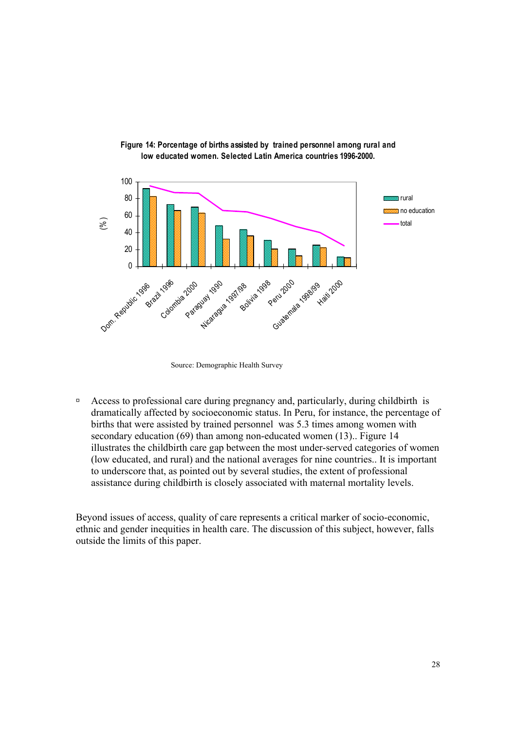**Figure 14: Porcentage of births assisted by trained personnel among rural and low educated women. Selected Latin America countries 1996-2000.**

(%)

100
80
60
40
20
0

rural
no education
total

Dom. Republic 1996
Brazil 1996
Colombia 2000
Paraguay 1990
Nicaragua 1997/98
Bolivia 1998
Peru 2000
Guatemala 1998/99
Haiti 2000

Source: Demographic Health Survey

- Access to professional care during pregnancy and, particularly, during childbirth is dramatically affected by socioeconomic status. In Peru, for instance, the percentage of births that were assisted by trained personnel was 5.3 times among women with secondary education (69) than among non-educated women (13).. Figure 14 illustrates the childbirth care gap between the most under-served categories of women (low educated, and rural) and the national averages for nine countries.. It is important to underscore that, as pointed out by several studies, the extent of professional assistance during childbirth is closely associated with maternal mortality levels.

Beyond issues of access, quality of care represents a critical marker of socio-economic, ethnic and gender inequities in health care. The discussion of this subject, however, falls outside the limits of this paper.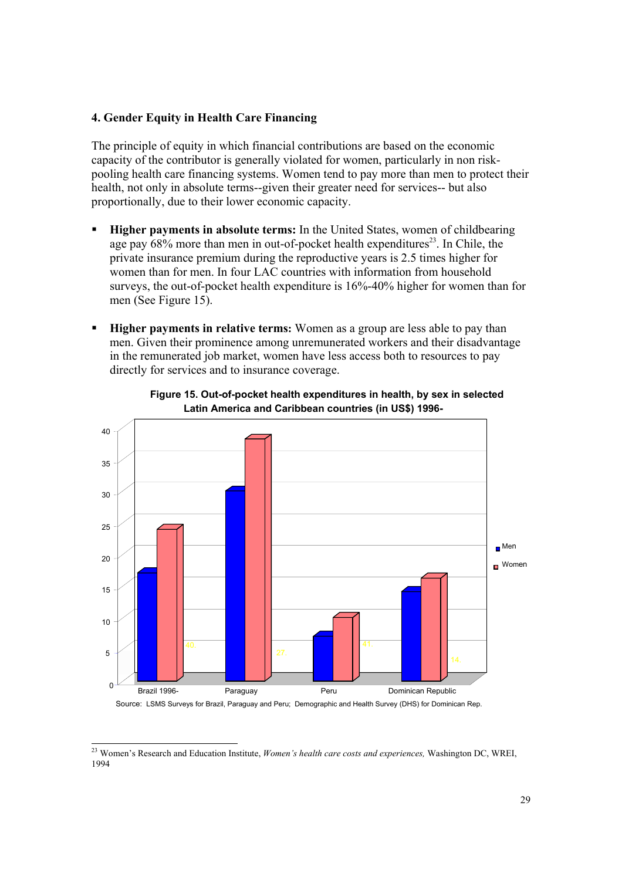### 4. Gender Equity in Health Care Financing

The principle of equity in which financial contributions are based on the economic capacity of the contributor is generally violated for women, particularly in non risk-pooling health care financing systems. Women tend to pay more than men to protect their health, not only in absolute terms--given their greater need for services-- but also proportionally, due to their lower economic capacity.

- **Higher payments in absolute terms:** In the United States, women of childbearing age pay 68% more than men in out-of-pocket health expenditures[23]. In Chile, the private insurance premium during the reproductive years is 2.5 times higher for women than for men. In four LAC countries with information from household surveys, the out-of-pocket health expenditure is 16%-40% higher for women than for men (See Figure 15).

- **Higher payments in relative terms:** Women as a group are less able to pay than men. Given their prominence among unremunerated workers and their disadvantage in the remunerated job market, women have less access both to resources to pay directly for services and to insurance coverage.

**Figure 15. Out-of-pocket health expenditures in health, by sex in selected Latin America and Caribbean countries (in US$) 1996-**

40
35
30
25
20
15
10
5
0

40.
27.
41.
14.

Brazil 1996-
Paraguay
Peru
Dominican Republic

Men
Women

Source: LSMS Surveys for Brazil, Paraguay and Peru; Demographic and Health Survey (DHS) for Dominican Rep.

---

[23] Women's Research and Education Institute, *Women's health care costs and experiences,* Washington DC, WREI, 1994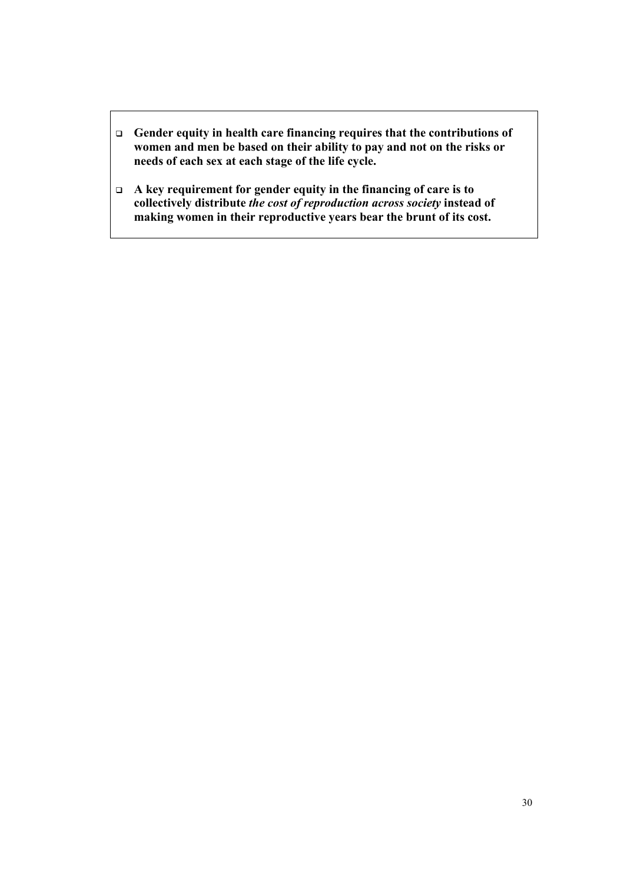- **Gender equity in health care financing requires that the contributions of women and men be based on their ability to pay and not on the risks or needs of each sex at each stage of the life cycle.**

- **A key requirement for gender equity in the financing of care is to collectively distribute *the cost of reproduction across society* instead of making women in their reproductive years bear the brunt of its cost.**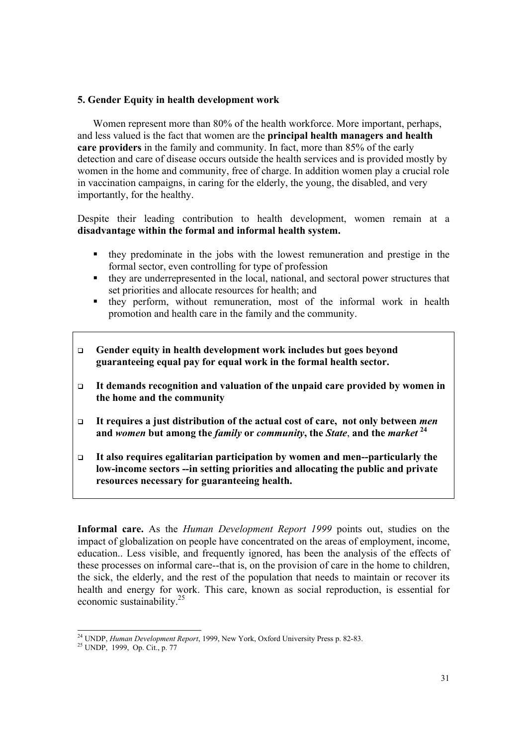### 5. Gender Equity in health development work

Women represent more than 80% of the health workforce. More important, perhaps, and less valued is the fact that women are the **principal health managers and health care providers** in the family and community. In fact, more than 85% of the early detection and care of disease occurs outside the health services and is provided mostly by women in the home and community, free of charge. In addition women play a crucial role in vaccination campaigns, in caring for the elderly, the young, the disabled, and very importantly, for the healthy.

Despite their leading contribution to health development, women remain at a **disadvantage within the formal and informal health system.**

- they predominate in the jobs with the lowest remuneration and prestige in the formal sector, even controlling for type of profession
- they are underrepresented in the local, national, and sectoral power structures that set priorities and allocate resources for health; and
- they perform, without remuneration, most of the informal work in health promotion and health care in the family and the community.

- **Gender equity in health development work includes but goes beyond guaranteeing equal pay for equal work in the formal health sector.**
- **It demands recognition and valuation of the unpaid care provided by women in the home and the community**
- **It requires a just distribution of the actual cost of care, not only between *men* and *women* but among the *family* or *community*, the *State*, and the *market*** [24]
- **It also requires egalitarian participation by women and men--particularly the low-income sectors --in setting priorities and allocating the public and private resources necessary for guaranteeing health.**

**Informal care.** As the *Human Development Report 1999* points out, studies on the impact of globalization on people have concentrated on the areas of employment, income, education.. Less visible, and frequently ignored, has been the analysis of the effects of these processes on informal care--that is, on the provision of care in the home to children, the sick, the elderly, and the rest of the population that needs to maintain or recover its health and energy for work. This care, known as social reproduction, is essential for economic sustainability.[25]

---

[24] UNDP, *Human Development Report*, 1999, New York, Oxford University Press p. 82-83.

[25] UNDP, 1999, Op. Cit., p. 77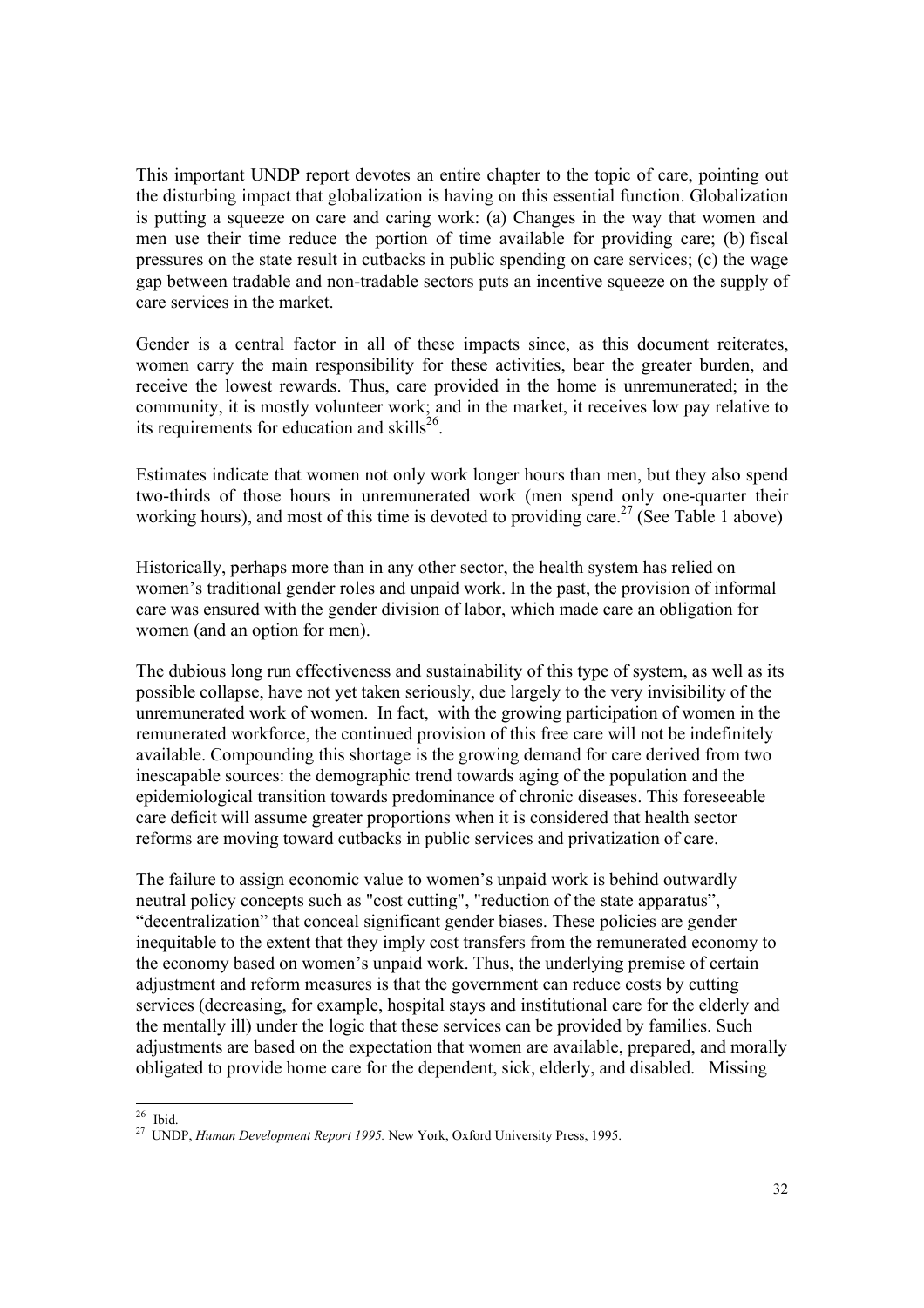This important UNDP report devotes an entire chapter to the topic of care, pointing out the disturbing impact that globalization is having on this essential function. Globalization is putting a squeeze on care and caring work: (a) Changes in the way that women and men use their time reduce the portion of time available for providing care; (b) fiscal pressures on the state result in cutbacks in public spending on care services; (c) the wage gap between tradable and non-tradable sectors puts an incentive squeeze on the supply of care services in the market.

Gender is a central factor in all of these impacts since, as this document reiterates, women carry the main responsibility for these activities, bear the greater burden, and receive the lowest rewards. Thus, care provided in the home is unremunerated; in the community, it is mostly volunteer work; and in the market, it receives low pay relative to its requirements for education and skills[26].

Estimates indicate that women not only work longer hours than men, but they also spend two-thirds of those hours in unremunerated work (men spend only one-quarter their working hours), and most of this time is devoted to providing care.[27] (See Table 1 above)

Historically, perhaps more than in any other sector, the health system has relied on women's traditional gender roles and unpaid work. In the past, the provision of informal care was ensured with the gender division of labor, which made care an obligation for women (and an option for men).

The dubious long run effectiveness and sustainability of this type of system, as well as its possible collapse, have not yet taken seriously, due largely to the very invisibility of the unremunerated work of women. In fact, with the growing participation of women in the remunerated workforce, the continued provision of this free care will not be indefinitely available. Compounding this shortage is the growing demand for care derived from two inescapable sources: the demographic trend towards aging of the population and the epidemiological transition towards predominance of chronic diseases. This foreseeable care deficit will assume greater proportions when it is considered that health sector reforms are moving toward cutbacks in public services and privatization of care.

The failure to assign economic value to women's unpaid work is behind outwardly neutral policy concepts such as "cost cutting", "reduction of the state apparatus", "decentralization" that conceal significant gender biases. These policies are gender inequitable to the extent that they imply cost transfers from the remunerated economy to the economy based on women's unpaid work. Thus, the underlying premise of certain adjustment and reform measures is that the government can reduce costs by cutting services (decreasing, for example, hospital stays and institutional care for the elderly and the mentally ill) under the logic that these services can be provided by families. Such adjustments are based on the expectation that women are available, prepared, and morally obligated to provide home care for the dependent, sick, elderly, and disabled. Missing

---

[26] Ibid.

[27] UNDP, *Human Development Report 1995.* New York, Oxford University Press, 1995.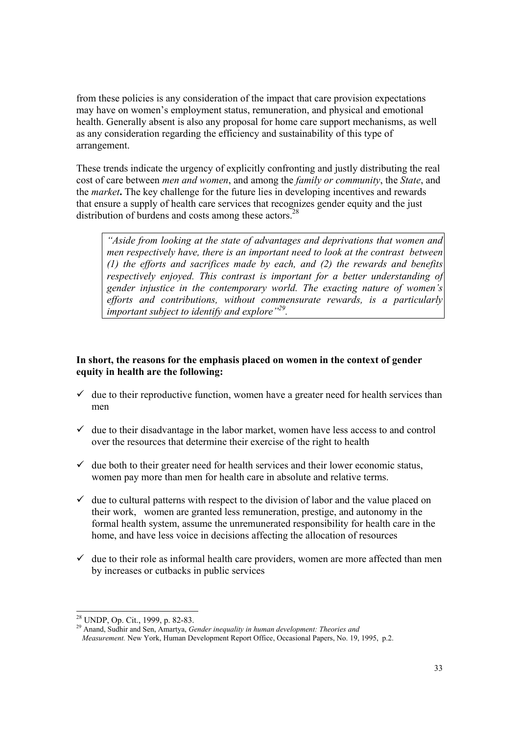from these policies is any consideration of the impact that care provision expectations may have on women's employment status, remuneration, and physical and emotional health. Generally absent is also any proposal for home care support mechanisms, as well as any consideration regarding the efficiency and sustainability of this type of arrangement.

These trends indicate the urgency of explicitly confronting and justly distributing the real cost of care between *men and women*, and among the *family or community*, the *State*, and the *market***.** The key challenge for the future lies in developing incentives and rewards that ensure a supply of health care services that recognizes gender equity and the just distribution of burdens and costs among these actors.[28]

> *"Aside from looking at the state of advantages and deprivations that women and men respectively have, there is an important need to look at the contrast between (1) the efforts and sacrifices made by each, and (2) the rewards and benefits respectively enjoyed. This contrast is important for a better understanding of gender injustice in the contemporary world. The exacting nature of women's efforts and contributions, without commensurate rewards, is a particularly important subject to identify and explore"*[29].

**In short, the reasons for the emphasis placed on women in the context of gender equity in health are the following:**

- ✓ due to their reproductive function, women have a greater need for health services than men
- ✓ due to their disadvantage in the labor market, women have less access to and control over the resources that determine their exercise of the right to health
- ✓ due both to their greater need for health services and their lower economic status, women pay more than men for health care in absolute and relative terms.
- ✓ due to cultural patterns with respect to the division of labor and the value placed on their work, women are granted less remuneration, prestige, and autonomy in the formal health system, assume the unremunerated responsibility for health care in the home, and have less voice in decisions affecting the allocation of resources
- ✓ due to their role as informal health care providers, women are more affected than men by increases or cutbacks in public services

---

[28] UNDP, Op. Cit., 1999, p. 82-83.

[29] Anand, Sudhir and Sen, Amartya, *Gender inequality in human development: Theories and Measurement.* New York, Human Development Report Office, Occasional Papers, No. 19, 1995, p.2.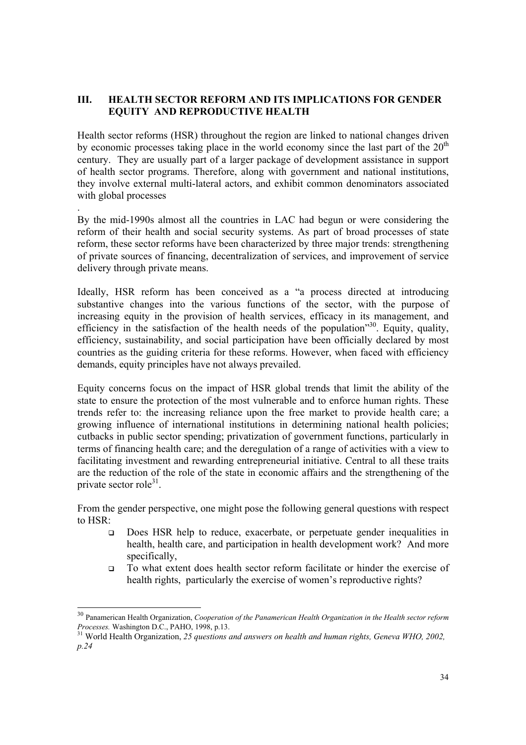## III. HEALTH SECTOR REFORM AND ITS IMPLICATIONS FOR GENDER EQUITY AND REPRODUCTIVE HEALTH

Health sector reforms (HSR) throughout the region are linked to national changes driven by economic processes taking place in the world economy since the last part of the 20th century. They are usually part of a larger package of development assistance in support of health sector programs. Therefore, along with government and national institutions, they involve external multi-lateral actors, and exhibit common denominators associated with global processes

.

By the mid-1990s almost all the countries in LAC had begun or were considering the reform of their health and social security systems. As part of broad processes of state reform, these sector reforms have been characterized by three major trends: strengthening of private sources of financing, decentralization of services, and improvement of service delivery through private means.

Ideally, HSR reform has been conceived as a "a process directed at introducing substantive changes into the various functions of the sector, with the purpose of increasing equity in the provision of health services, efficacy in its management, and efficiency in the satisfaction of the health needs of the population"[30]. Equity, quality, efficiency, sustainability, and social participation have been officially declared by most countries as the guiding criteria for these reforms. However, when faced with efficiency demands, equity principles have not always prevailed.

Equity concerns focus on the impact of HSR global trends that limit the ability of the state to ensure the protection of the most vulnerable and to enforce human rights. These trends refer to: the increasing reliance upon the free market to provide health care; a growing influence of international institutions in determining national health policies; cutbacks in public sector spending; privatization of government functions, particularly in terms of financing health care; and the deregulation of a range of activities with a view to facilitating investment and rewarding entrepreneurial initiative. Central to all these traits are the reduction of the role of the state in economic affairs and the strengthening of the private sector role[31].

From the gender perspective, one might pose the following general questions with respect to HSR:

- Does HSR help to reduce, exacerbate, or perpetuate gender inequalities in health, health care, and participation in health development work? And more specifically,
- To what extent does health sector reform facilitate or hinder the exercise of health rights, particularly the exercise of women's reproductive rights?

---

[30] Panamerican Health Organization, *Cooperation of the Panamerican Health Organization in the Health sector reform Processes.* Washington D.C., PAHO, 1998, p.13.

[31] World Health Organization, *25 questions and answers on health and human rights, Geneva WHO, 2002, p.24*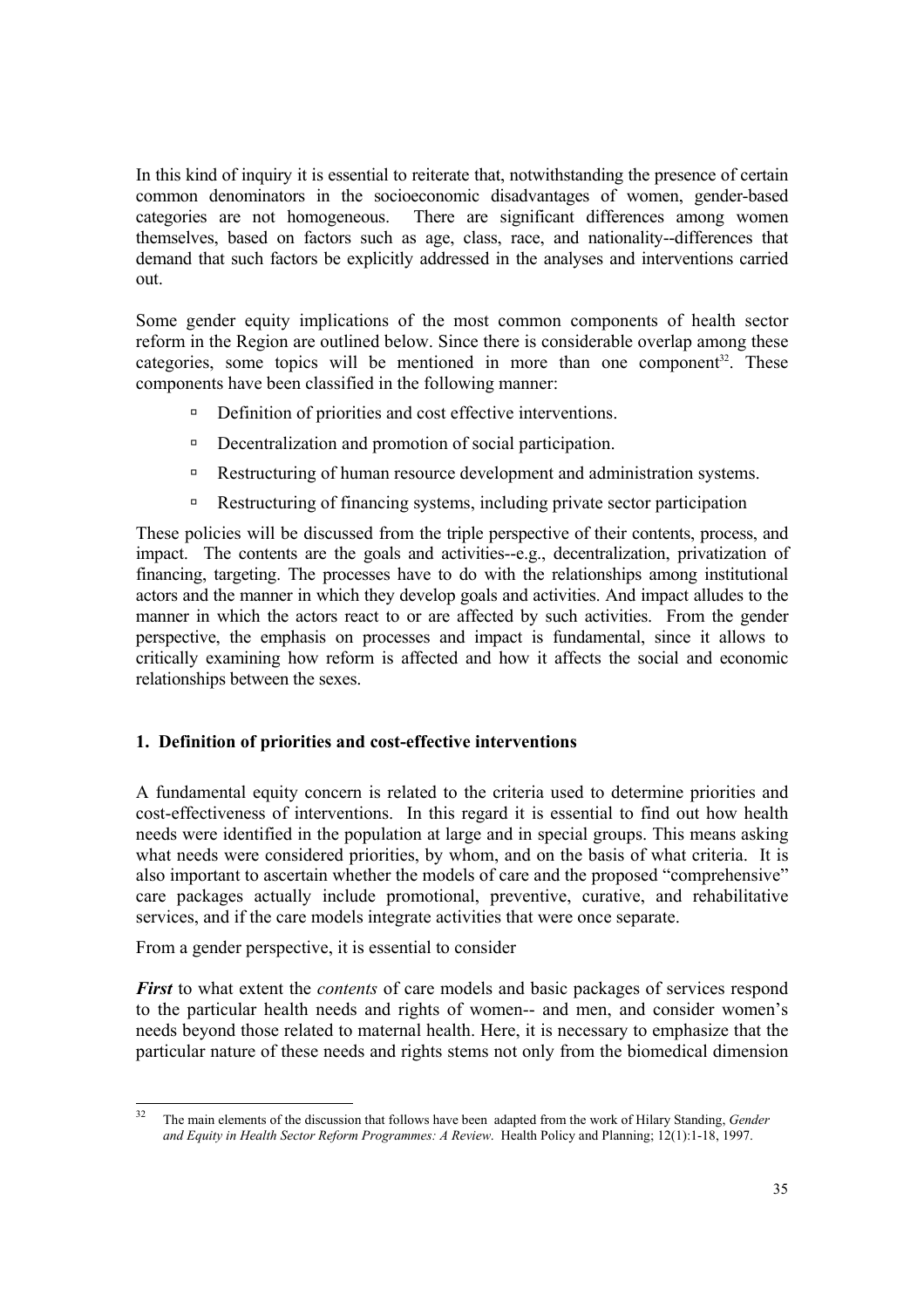In this kind of inquiry it is essential to reiterate that, notwithstanding the presence of certain common denominators in the socioeconomic disadvantages of women, gender-based categories are not homogeneous. There are significant differences among women themselves, based on factors such as age, class, race, and nationality--differences that demand that such factors be explicitly addressed in the analyses and interventions carried out.

Some gender equity implications of the most common components of health sector reform in the Region are outlined below. Since there is considerable overlap among these categories, some topics will be mentioned in more than one component[32]. These components have been classified in the following manner:

- Definition of priorities and cost effective interventions.
- Decentralization and promotion of social participation.
- Restructuring of human resource development and administration systems.
- Restructuring of financing systems, including private sector participation

These policies will be discussed from the triple perspective of their contents, process, and impact. The contents are the goals and activities--e.g., decentralization, privatization of financing, targeting. The processes have to do with the relationships among institutional actors and the manner in which they develop goals and activities. And impact alludes to the manner in which the actors react to or are affected by such activities. From the gender perspective, the emphasis on processes and impact is fundamental, since it allows to critically examining how reform is affected and how it affects the social and economic relationships between the sexes.

## 1. Definition of priorities and cost-effective interventions

A fundamental equity concern is related to the criteria used to determine priorities and cost-effectiveness of interventions. In this regard it is essential to find out how health needs were identified in the population at large and in special groups. This means asking what needs were considered priorities, by whom, and on the basis of what criteria. It is also important to ascertain whether the models of care and the proposed "comprehensive" care packages actually include promotional, preventive, curative, and rehabilitative services, and if the care models integrate activities that were once separate.

From a gender perspective, it is essential to consider

***First*** to what extent the *contents* of care models and basic packages of services respond to the particular health needs and rights of women-- and men, and consider women's needs beyond those related to maternal health. Here, it is necessary to emphasize that the particular nature of these needs and rights stems not only from the biomedical dimension

---

[32] The main elements of the discussion that follows have been adapted from the work of Hilary Standing, *Gender and Equity in Health Sector Reform Programmes: A Review.* Health Policy and Planning; 12(1):1-18, 1997.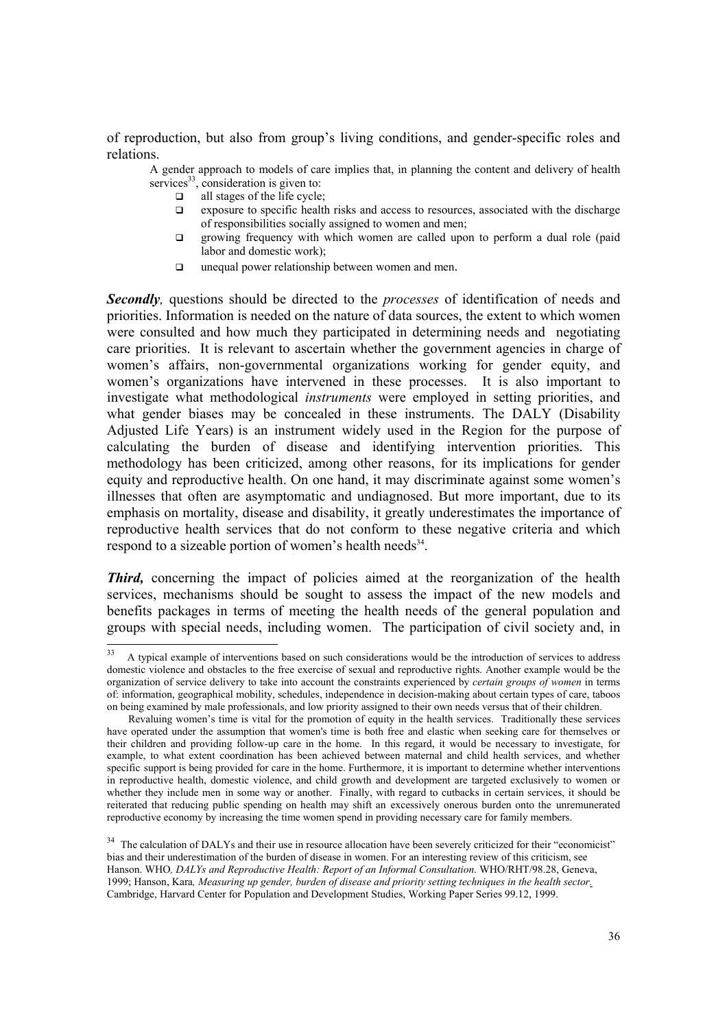of reproduction, but also from group's living conditions, and gender-specific roles and relations.

> A gender approach to models of care implies that, in planning the content and delivery of health services[33], consideration is given to:
>
> - all stages of the life cycle;
> - exposure to specific health risks and access to resources, associated with the discharge of responsibilities socially assigned to women and men;
> - growing frequency with which women are called upon to perform a dual role (paid labor and domestic work);
> - unequal power relationship between women and men.

***Secondly**,* questions should be directed to the *processes* of identification of needs and priorities. Information is needed on the nature of data sources, the extent to which women were consulted and how much they participated in determining needs and negotiating care priorities. It is relevant to ascertain whether the government agencies in charge of women's affairs, non-governmental organizations working for gender equity, and women's organizations have intervened in these processes. It is also important to investigate what methodological *instruments* were employed in setting priorities, and what gender biases may be concealed in these instruments. The DALY (Disability Adjusted Life Years) is an instrument widely used in the Region for the purpose of calculating the burden of disease and identifying intervention priorities. This methodology has been criticized, among other reasons, for its implications for gender equity and reproductive health. On one hand, it may discriminate against some women's illnesses that often are asymptomatic and undiagnosed. But more important, due to its emphasis on mortality, disease and disability, it greatly underestimates the importance of reproductive health services that do not conform to these negative criteria and which respond to a sizeable portion of women's health needs[34].

***Third,*** concerning the impact of policies aimed at the reorganization of the health services, mechanisms should be sought to assess the impact of the new models and benefits packages in terms of meeting the health needs of the general population and groups with special needs, including women. The participation of civil society and, in

---

[33] A typical example of interventions based on such considerations would be the introduction of services to address domestic violence and obstacles to the free exercise of sexual and reproductive rights. Another example would be the organization of service delivery to take into account the constraints experienced by *certain groups of women* in terms of: information, geographical mobility, schedules, independence in decision-making about certain types of care, taboos on being examined by male professionals, and low priority assigned to their own needs versus that of their children.

Revaluing women's time is vital for the promotion of equity in the health services. Traditionally these services have operated under the assumption that women's time is both free and elastic when seeking care for themselves or their children and providing follow-up care in the home. In this regard, it would be necessary to investigate, for example, to what extent coordination has been achieved between maternal and child health services, and whether specific support is being provided for care in the home. Furthermore, it is important to determine whether interventions in reproductive health, domestic violence, and child growth and development are targeted exclusively to women or whether they include men in some way or another. Finally, with regard to cutbacks in certain services, it should be reiterated that reducing public spending on health may shift an excessively onerous burden onto the unremunerated reproductive economy by increasing the time women spend in providing necessary care for family members.

[34] The calculation of DALYs and their use in resource allocation have been severely criticized for their "economicist" bias and their underestimation of the burden of disease in women. For an interesting review of this criticism, see Hanson. WHO*, DALYs and Reproductive Health: Report of an Informal Consultation*. WHO/RHT/98.28, Geneva, 1999; Hanson, Kara*, Measuring up gender, burden of disease and priority setting techniques in the health sector*. Cambridge, Harvard Center for Population and Development Studies, Working Paper Series 99.12, 1999.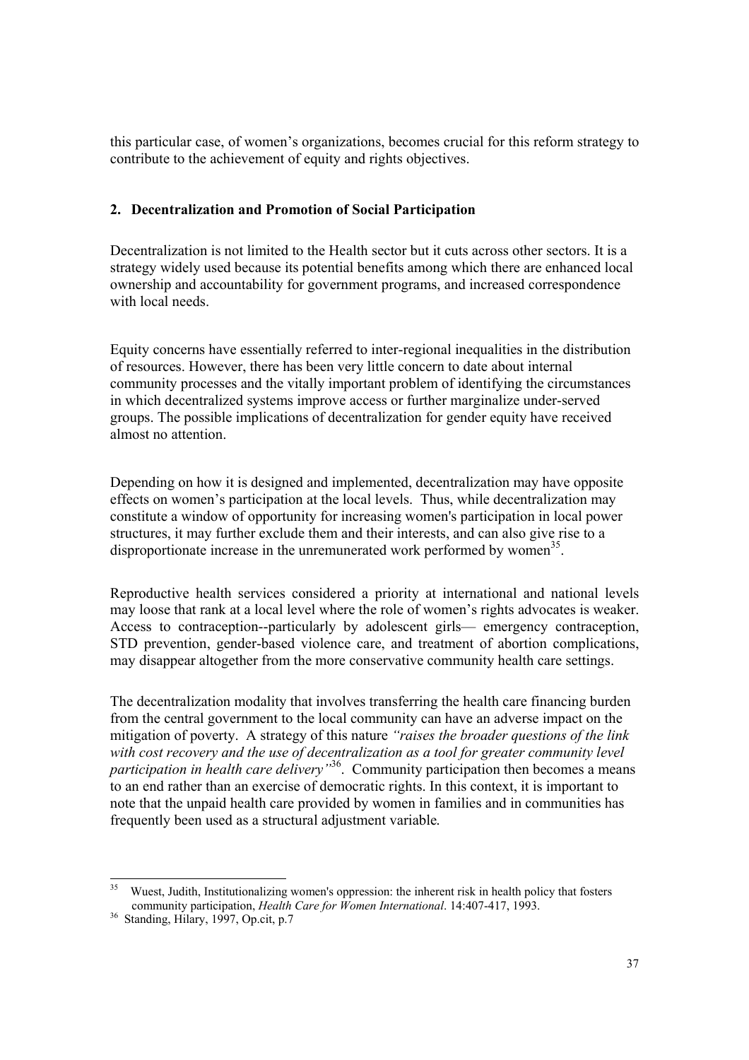this particular case, of women's organizations, becomes crucial for this reform strategy to contribute to the achievement of equity and rights objectives.

## 2. Decentralization and Promotion of Social Participation

Decentralization is not limited to the Health sector but it cuts across other sectors. It is a strategy widely used because its potential benefits among which there are enhanced local ownership and accountability for government programs, and increased correspondence with local needs.

Equity concerns have essentially referred to inter-regional inequalities in the distribution of resources. However, there has been very little concern to date about internal community processes and the vitally important problem of identifying the circumstances in which decentralized systems improve access or further marginalize under-served groups. The possible implications of decentralization for gender equity have received almost no attention.

Depending on how it is designed and implemented, decentralization may have opposite effects on women's participation at the local levels. Thus, while decentralization may constitute a window of opportunity for increasing women's participation in local power structures, it may further exclude them and their interests, and can also give rise to a disproportionate increase in the unremunerated work performed by women[35].

Reproductive health services considered a priority at international and national levels may loose that rank at a local level where the role of women's rights advocates is weaker. Access to contraception--particularly by adolescent girls— emergency contraception, STD prevention, gender-based violence care, and treatment of abortion complications, may disappear altogether from the more conservative community health care settings.

The decentralization modality that involves transferring the health care financing burden from the central government to the local community can have an adverse impact on the mitigation of poverty. A strategy of this nature *"raises the broader questions of the link with cost recovery and the use of decentralization as a tool for greater community level participation in health care delivery"*[36]. Community participation then becomes a means to an end rather than an exercise of democratic rights. In this context, it is important to note that the unpaid health care provided by women in families and in communities has frequently been used as a structural adjustment variable.

---

[35] Wuest, Judith, Institutionalizing women's oppression: the inherent risk in health policy that fosters community participation, *Health Care for Women International*. 14:407-417, 1993.

[36] Standing, Hilary, 1997, Op.cit, p.7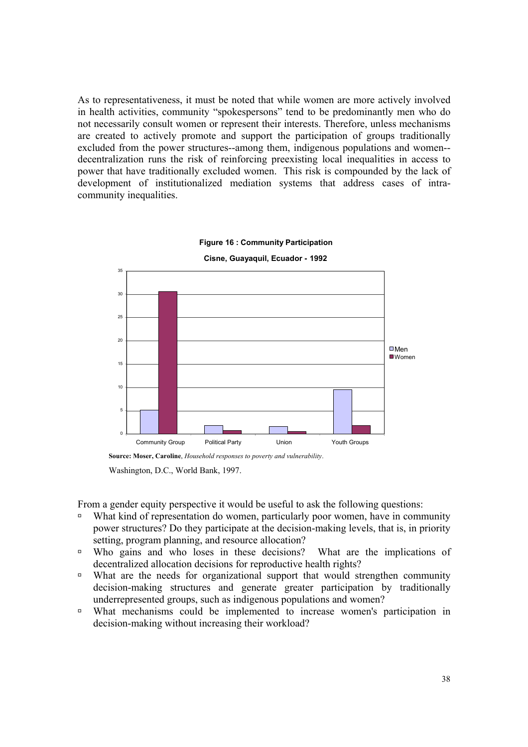As to representativeness, it must be noted that while women are more actively involved in health activities, community "spokespersons" tend to be predominantly men who do not necessarily consult women or represent their interests. Therefore, unless mechanisms are created to actively promote and support the participation of groups traditionally excluded from the power structures--among them, indigenous populations and women--decentralization runs the risk of reinforcing preexisting local inequalities in access to power that have traditionally excluded women. This risk is compounded by the lack of development of institutionalized mediation systems that address cases of intra-community inequalities.

**Figure 16 : Community Participation**

**Cisne, Guayaquil, Ecuador - 1992**

35
30
25
20
15
10
5
0

Community Group
Political Party
Union
Youth Groups

Men
Women

**Source: Moser, Caroline**, *Household responses to poverty and vulnerability*. Washington, D.C., World Bank, 1997.

From a gender equity perspective it would be useful to ask the following questions:

- What kind of representation do women, particularly poor women, have in community power structures? Do they participate at the decision-making levels, that is, in priority setting, program planning, and resource allocation?
- Who gains and who loses in these decisions? What are the implications of decentralized allocation decisions for reproductive health rights?
- What are the needs for organizational support that would strengthen community decision-making structures and generate greater participation by traditionally underrepresented groups, such as indigenous populations and women?
- What mechanisms could be implemented to increase women's participation in decision-making without increasing their workload?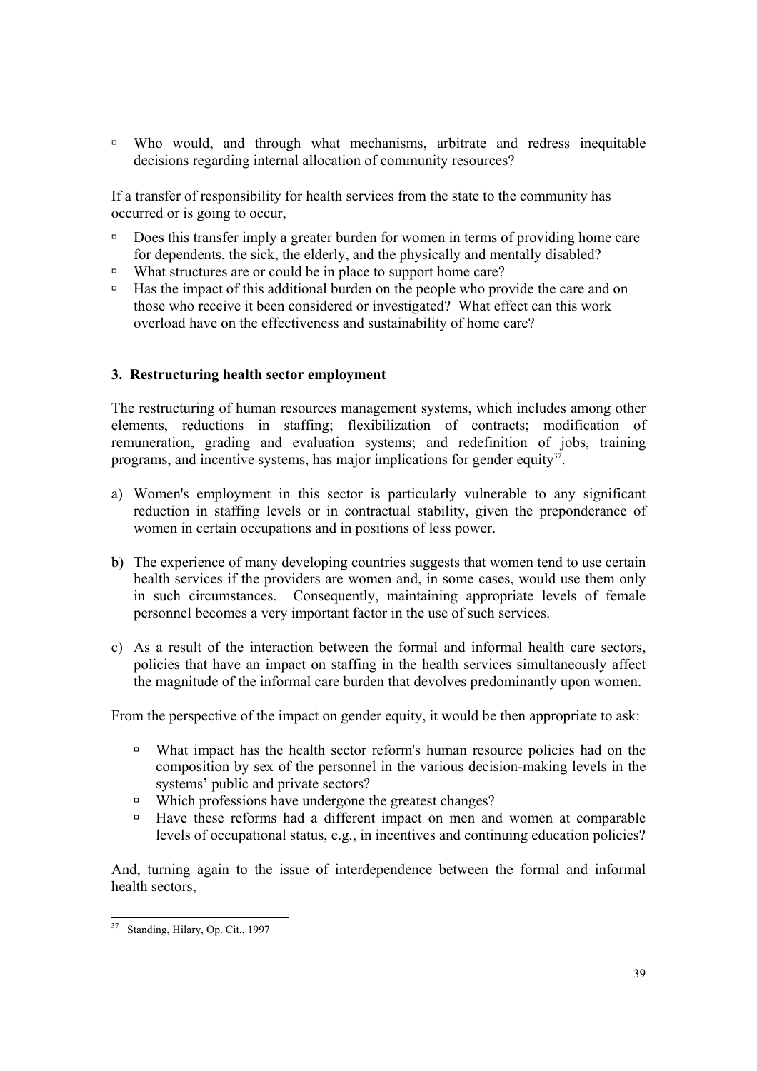- Who would, and through what mechanisms, arbitrate and redress inequitable decisions regarding internal allocation of community resources?

If a transfer of responsibility for health services from the state to the community has occurred or is going to occur,

- Does this transfer imply a greater burden for women in terms of providing home care for dependents, the sick, the elderly, and the physically and mentally disabled?
- What structures are or could be in place to support home care?
- Has the impact of this additional burden on the people who provide the care and on those who receive it been considered or investigated? What effect can this work overload have on the effectiveness and sustainability of home care?

### 3. Restructuring health sector employment

The restructuring of human resources management systems, which includes among other elements, reductions in staffing; flexibilization of contracts; modification of remuneration, grading and evaluation systems; and redefinition of jobs, training programs, and incentive systems, has major implications for gender equity[37].

a) Women's employment in this sector is particularly vulnerable to any significant reduction in staffing levels or in contractual stability, given the preponderance of women in certain occupations and in positions of less power.

b) The experience of many developing countries suggests that women tend to use certain health services if the providers are women and, in some cases, would use them only in such circumstances. Consequently, maintaining appropriate levels of female personnel becomes a very important factor in the use of such services.

c) As a result of the interaction between the formal and informal health care sectors, policies that have an impact on staffing in the health services simultaneously affect the magnitude of the informal care burden that devolves predominantly upon women.

From the perspective of the impact on gender equity, it would be then appropriate to ask:

- What impact has the health sector reform's human resource policies had on the composition by sex of the personnel in the various decision-making levels in the systems' public and private sectors?
- Which professions have undergone the greatest changes?
- Have these reforms had a different impact on men and women at comparable levels of occupational status, e.g., in incentives and continuing education policies?

And, turning again to the issue of interdependence between the formal and informal health sectors,

[37] Standing, Hilary, Op. Cit., 1997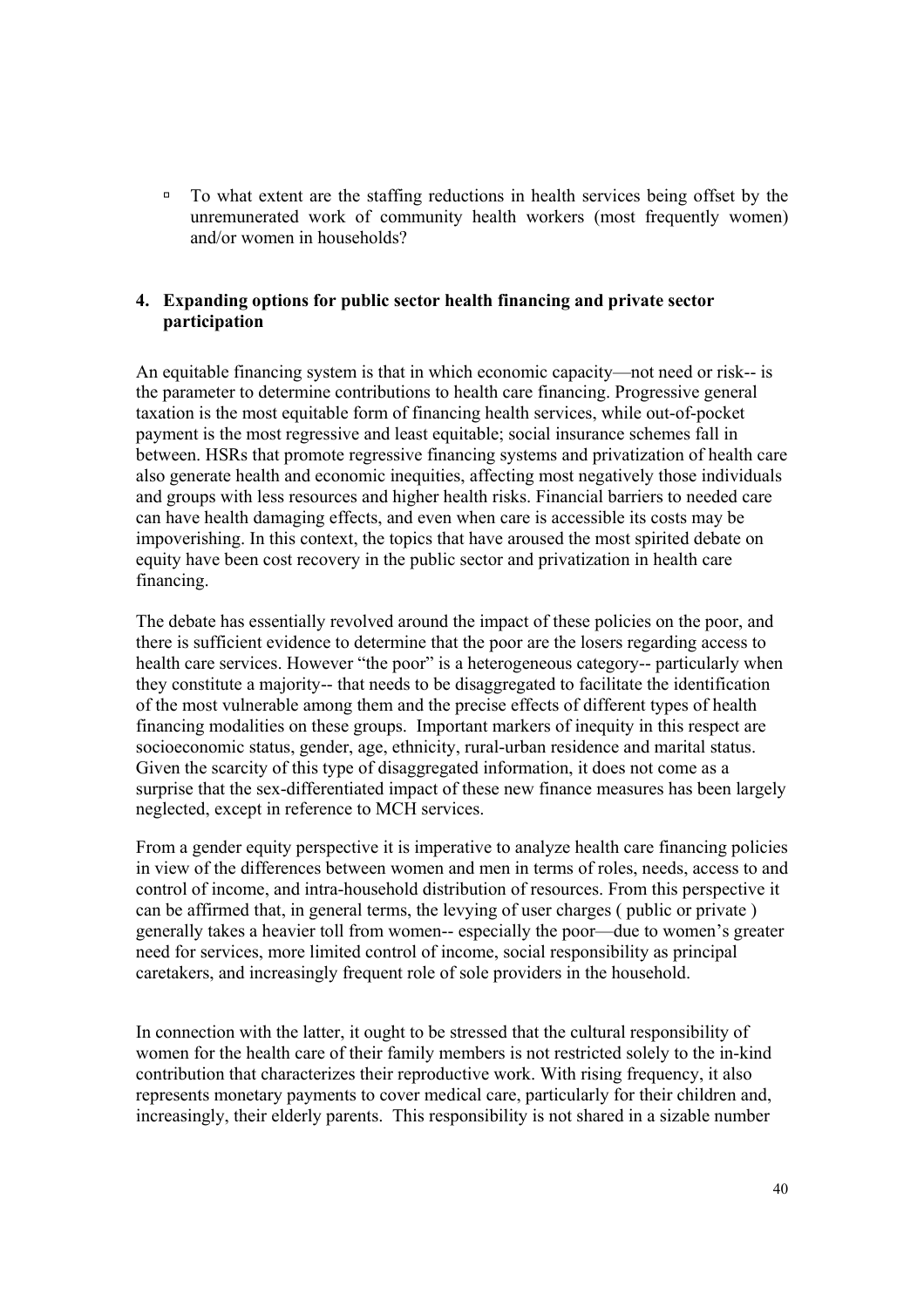- To what extent are the staffing reductions in health services being offset by the unremunerated work of community health workers (most frequently women) and/or women in households?

## 4. Expanding options for public sector health financing and private sector participation

An equitable financing system is that in which economic capacity—not need or risk-- is the parameter to determine contributions to health care financing. Progressive general taxation is the most equitable form of financing health services, while out-of-pocket payment is the most regressive and least equitable; social insurance schemes fall in between. HSRs that promote regressive financing systems and privatization of health care also generate health and economic inequities, affecting most negatively those individuals and groups with less resources and higher health risks. Financial barriers to needed care can have health damaging effects, and even when care is accessible its costs may be impoverishing. In this context, the topics that have aroused the most spirited debate on equity have been cost recovery in the public sector and privatization in health care financing.

The debate has essentially revolved around the impact of these policies on the poor, and there is sufficient evidence to determine that the poor are the losers regarding access to health care services. However "the poor" is a heterogeneous category-- particularly when they constitute a majority-- that needs to be disaggregated to facilitate the identification of the most vulnerable among them and the precise effects of different types of health financing modalities on these groups. Important markers of inequity in this respect are socioeconomic status, gender, age, ethnicity, rural-urban residence and marital status. Given the scarcity of this type of disaggregated information, it does not come as a surprise that the sex-differentiated impact of these new finance measures has been largely neglected, except in reference to MCH services.

From a gender equity perspective it is imperative to analyze health care financing policies in view of the differences between women and men in terms of roles, needs, access to and control of income, and intra-household distribution of resources. From this perspective it can be affirmed that, in general terms, the levying of user charges ( public or private ) generally takes a heavier toll from women-- especially the poor—due to women's greater need for services, more limited control of income, social responsibility as principal caretakers, and increasingly frequent role of sole providers in the household.

In connection with the latter, it ought to be stressed that the cultural responsibility of women for the health care of their family members is not restricted solely to the in-kind contribution that characterizes their reproductive work. With rising frequency, it also represents monetary payments to cover medical care, particularly for their children and, increasingly, their elderly parents. This responsibility is not shared in a sizable number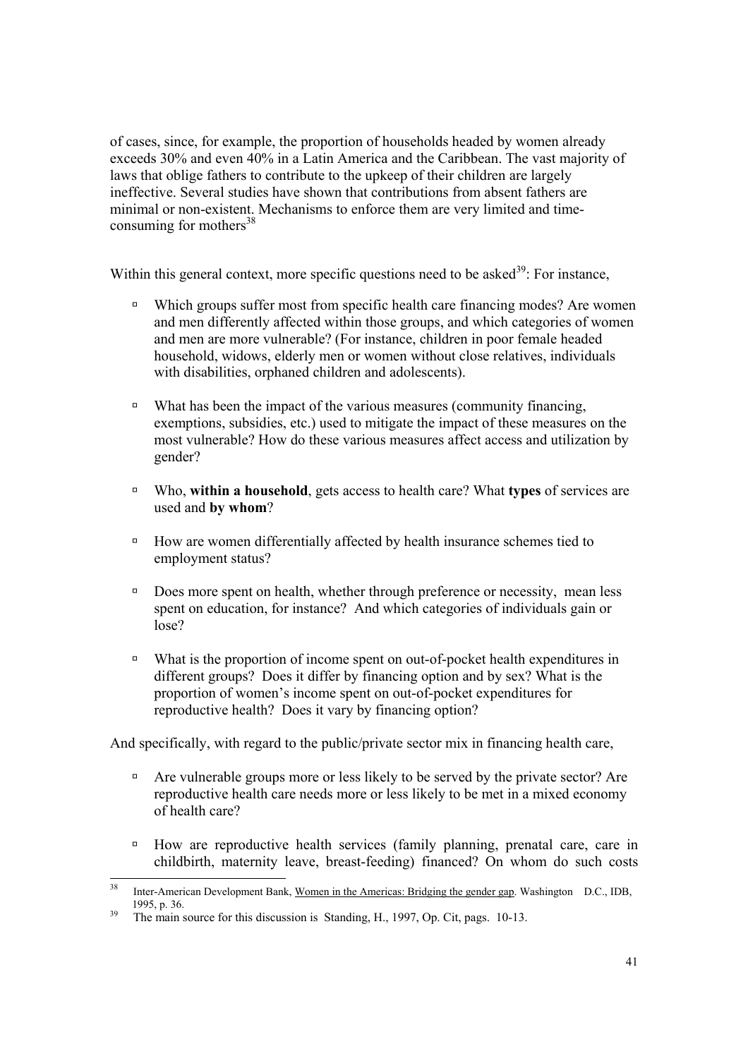of cases, since, for example, the proportion of households headed by women already exceeds 30% and even 40% in a Latin America and the Caribbean. The vast majority of laws that oblige fathers to contribute to the upkeep of their children are largely ineffective. Several studies have shown that contributions from absent fathers are minimal or non-existent. Mechanisms to enforce them are very limited and time-consuming for mothers[38]

Within this general context, more specific questions need to be asked[39]: For instance,

- Which groups suffer most from specific health care financing modes? Are women and men differently affected within those groups, and which categories of women and men are more vulnerable? (For instance, children in poor female headed household, widows, elderly men or women without close relatives, individuals with disabilities, orphaned children and adolescents).

- What has been the impact of the various measures (community financing, exemptions, subsidies, etc.) used to mitigate the impact of these measures on the most vulnerable? How do these various measures affect access and utilization by gender?

- Who, **within a household**, gets access to health care? What **types** of services are used and **by whom**?

- How are women differentially affected by health insurance schemes tied to employment status?

- Does more spent on health, whether through preference or necessity, mean less spent on education, for instance? And which categories of individuals gain or lose?

- What is the proportion of income spent on out-of-pocket health expenditures in different groups? Does it differ by financing option and by sex? What is the proportion of women's income spent on out-of-pocket expenditures for reproductive health? Does it vary by financing option?

And specifically, with regard to the public/private sector mix in financing health care,

- Are vulnerable groups more or less likely to be served by the private sector? Are reproductive health care needs more or less likely to be met in a mixed economy of health care?

- How are reproductive health services (family planning, prenatal care, care in childbirth, maternity leave, breast-feeding) financed? On whom do such costs

---

[38] Inter-American Development Bank, Women in the Americas: Bridging the gender gap. Washington D.C., IDB, 1995, p. 36.

[39] The main source for this discussion is Standing, H., 1997, Op. Cit, pags. 10-13.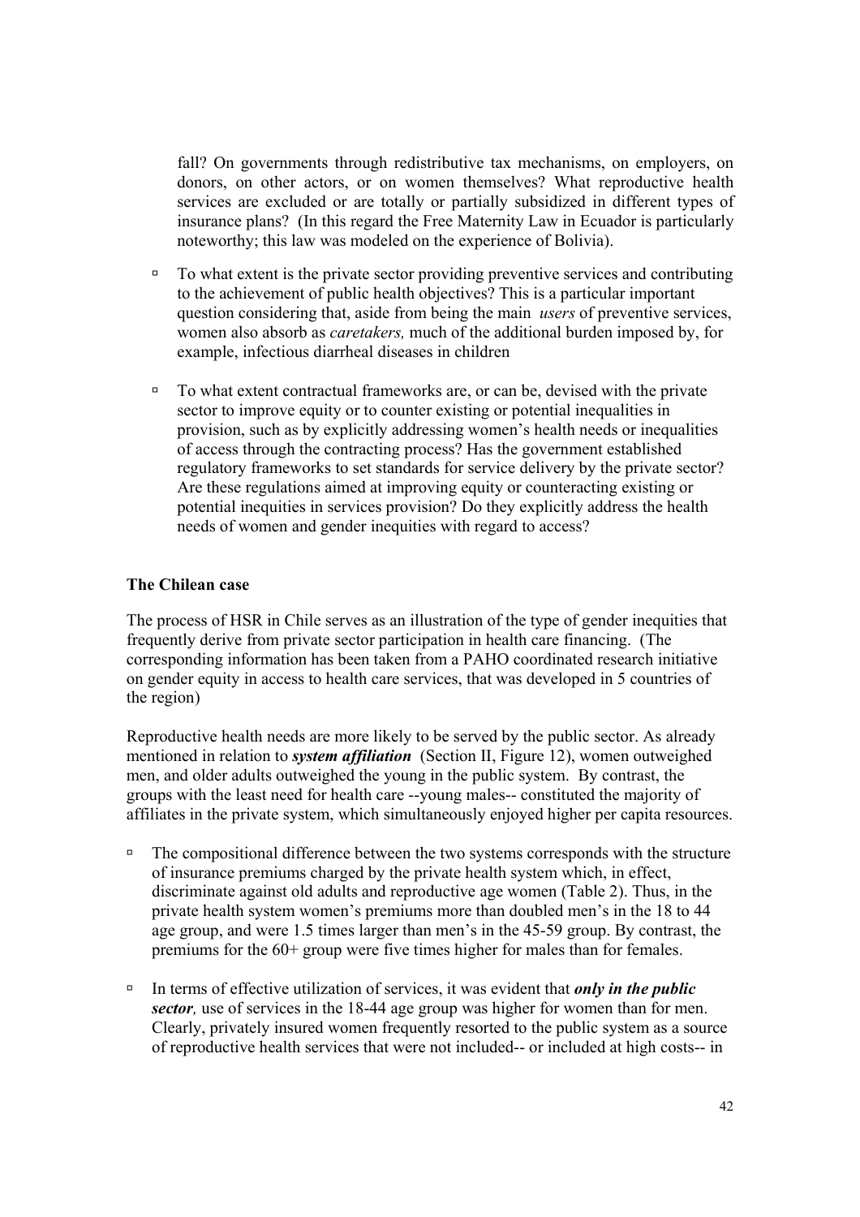fall? On governments through redistributive tax mechanisms, on employers, on donors, on other actors, or on women themselves? What reproductive health services are excluded or are totally or partially subsidized in different types of insurance plans? (In this regard the Free Maternity Law in Ecuador is particularly noteworthy; this law was modeled on the experience of Bolivia).

- To what extent is the private sector providing preventive services and contributing to the achievement of public health objectives? This is a particular important question considering that, aside from being the main *users* of preventive services, women also absorb as *caretakers,* much of the additional burden imposed by, for example, infectious diarrheal diseases in children

- To what extent contractual frameworks are, or can be, devised with the private sector to improve equity or to counter existing or potential inequalities in provision, such as by explicitly addressing women's health needs or inequalities of access through the contracting process? Has the government established regulatory frameworks to set standards for service delivery by the private sector? Are these regulations aimed at improving equity or counteracting existing or potential inequities in services provision? Do they explicitly address the health needs of women and gender inequities with regard to access?

**The Chilean case**

The process of HSR in Chile serves as an illustration of the type of gender inequities that frequently derive from private sector participation in health care financing. (The corresponding information has been taken from a PAHO coordinated research initiative on gender equity in access to health care services, that was developed in 5 countries of the region)

Reproductive health needs are more likely to be served by the public sector. As already mentioned in relation to ***system affiliation*** (Section II, Figure 12), women outweighed men, and older adults outweighed the young in the public system. By contrast, the groups with the least need for health care --young males-- constituted the majority of affiliates in the private system, which simultaneously enjoyed higher per capita resources.

- The compositional difference between the two systems corresponds with the structure of insurance premiums charged by the private health system which, in effect, discriminate against old adults and reproductive age women (Table 2). Thus, in the private health system women's premiums more than doubled men's in the 18 to 44 age group, and were 1.5 times larger than men's in the 45-59 group. By contrast, the premiums for the 60+ group were five times higher for males than for females.

- In terms of effective utilization of services, it was evident that ***only in the public sector,*** use of services in the 18-44 age group was higher for women than for men. Clearly, privately insured women frequently resorted to the public system as a source of reproductive health services that were not included-- or included at high costs-- in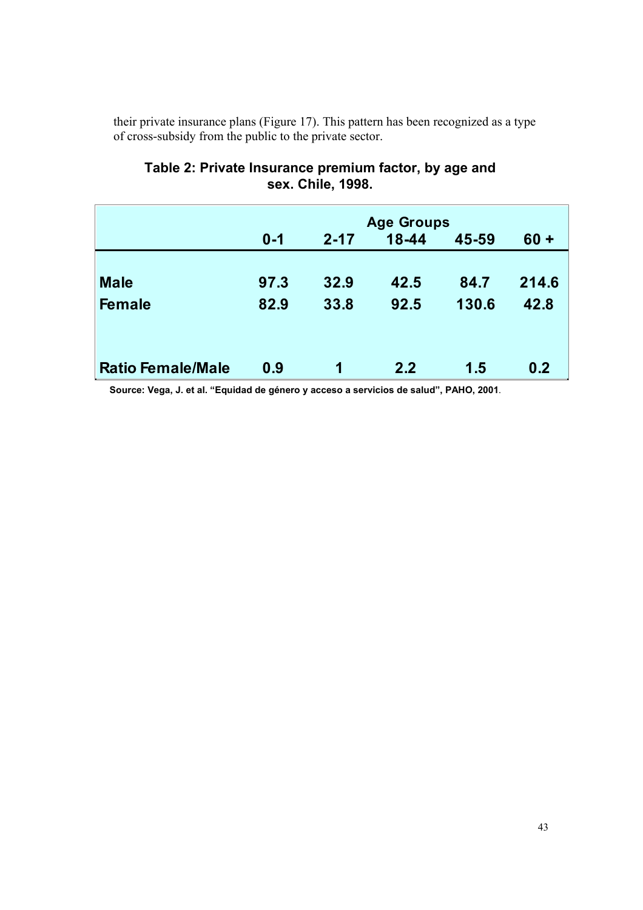their private insurance plans (Figure 17). This pattern has been recognized as a type of cross-subsidy from the public to the private sector.

**Table 2: Private Insurance premium factor, by age and sex. Chile, 1998.**

| | Age Groups | | | | |
|---|---|---|---|---|---|
| | **0-1** | **2-17** | **18-44** | **45-59** | **60 +** |
| **Male** | **97.3** | **32.9** | **42.5** | **84.7** | **214.6** |
| **Female** | **82.9** | **33.8** | **92.5** | **130.6** | **42.8** |
| **Ratio Female/Male** | **0.9** | **1** | **2.2** | **1.5** | **0.2** |

**Source: Vega, J. et al. "Equidad de género y acceso a servicios de salud", PAHO, 2001**.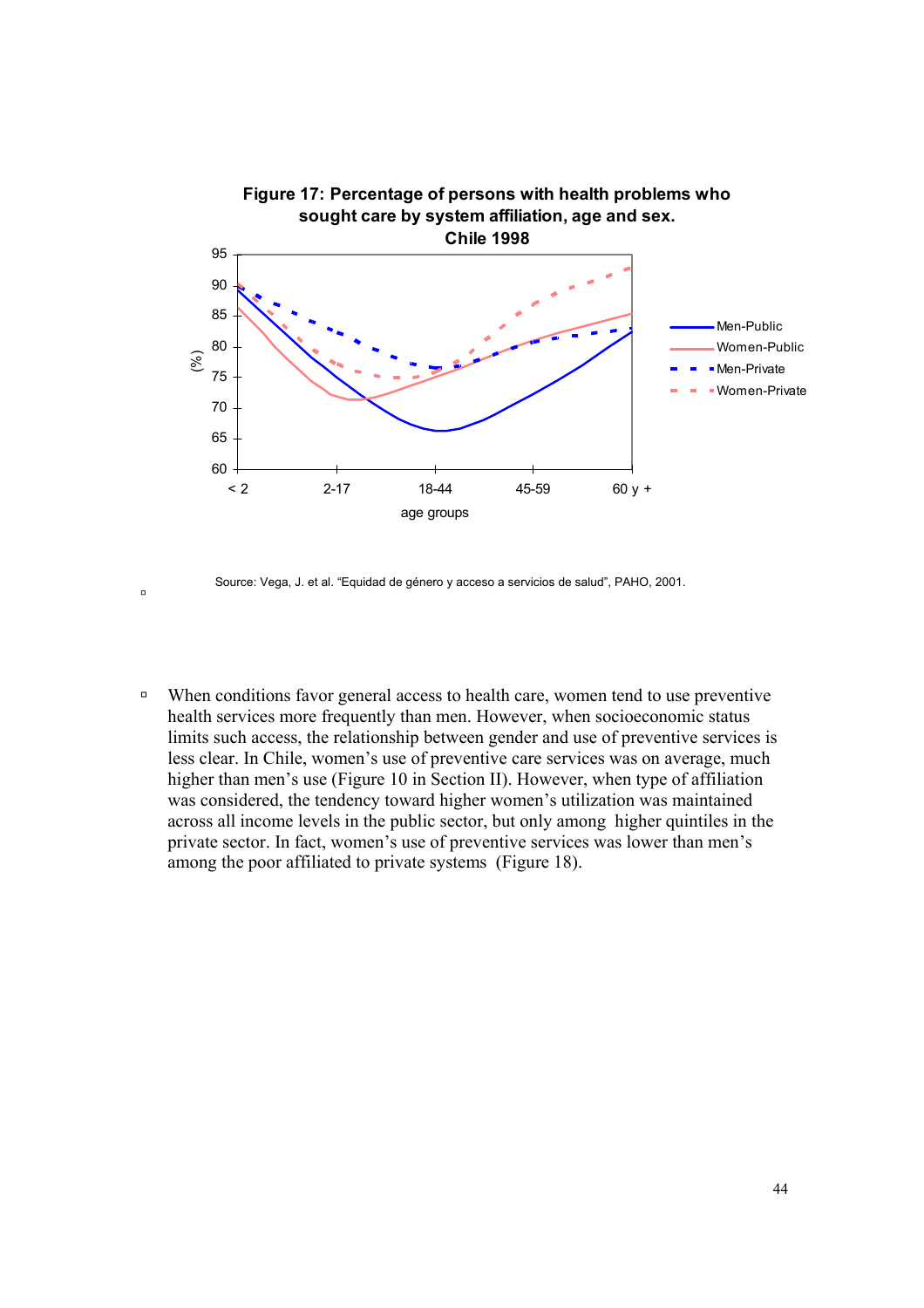**Figure 17: Percentage of persons with health problems who sought care by system affiliation, age and sex. Chile 1998**

(%)

95
90
85
80
75
70
65
60

< 2
2-17
18-44
45-59
60 y +

age groups

Men-Public
Women-Public
Men-Private
Women-Private

Source: Vega, J. et al. "Equidad de género y acceso a servicios de salud", PAHO, 2001.

- When conditions favor general access to health care, women tend to use preventive health services more frequently than men. However, when socioeconomic status limits such access, the relationship between gender and use of preventive services is less clear. In Chile, women's use of preventive care services was on average, much higher than men's use (Figure 10 in Section II). However, when type of affiliation was considered, the tendency toward higher women's utilization was maintained across all income levels in the public sector, but only among higher quintiles in the private sector. In fact, women's use of preventive services was lower than men's among the poor affiliated to private systems (Figure 18).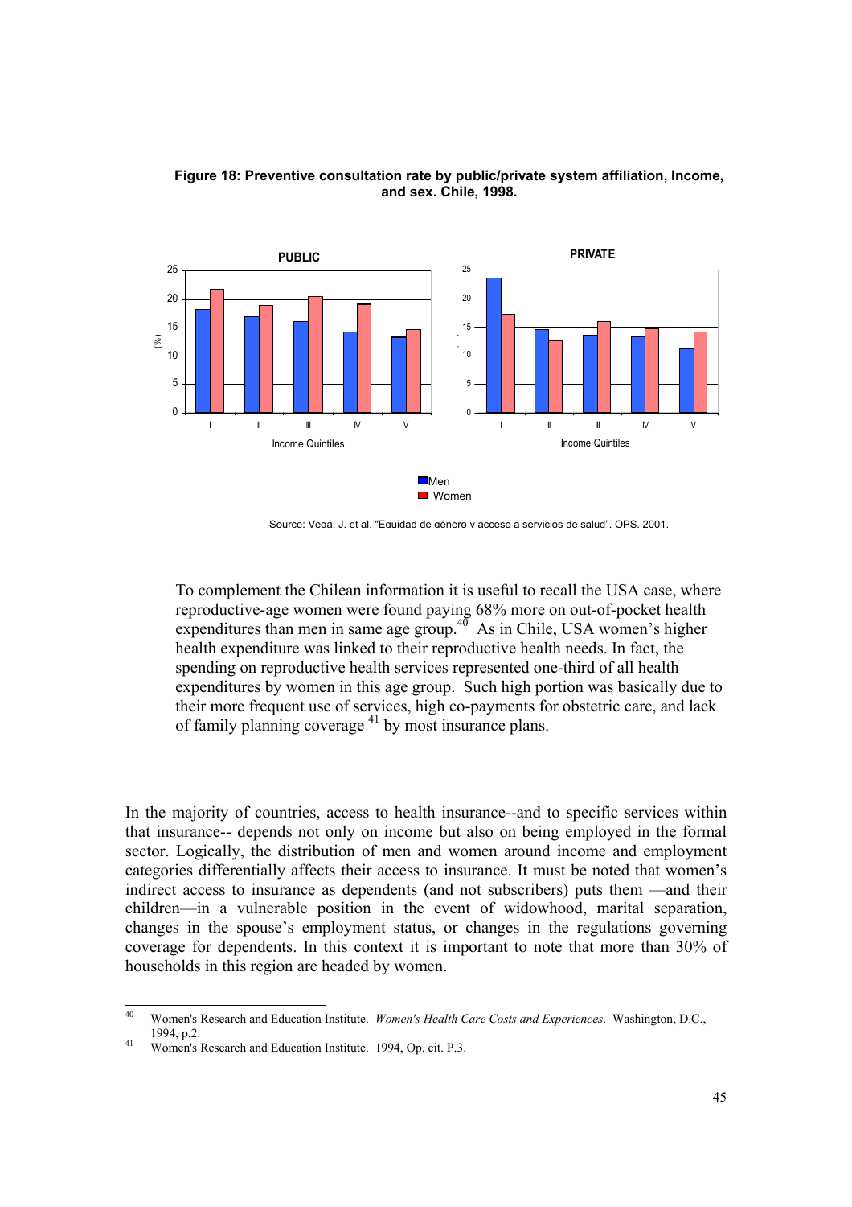**Figure 18: Preventive consultation rate by public/private system affiliation, Income, and sex. Chile, 1998.**

PUBLIC

25
20
15
10
5
0

(%)

I II III IV V

Income Quintiles

PRIVATE

25
20
15
10
5
0

I II III IV V

Income Quintiles

Men
Women

Source: Vega, J. et al. "Equidad de género y acceso a servicios de salud". OPS, 2001.

To complement the Chilean information it is useful to recall the USA case, where reproductive-age women were found paying 68% more on out-of-pocket health expenditures than men in same age group.[40] As in Chile, USA women's higher health expenditure was linked to their reproductive health needs. In fact, the spending on reproductive health services represented one-third of all health expenditures by women in this age group. Such high portion was basically due to their more frequent use of services, high co-payments for obstetric care, and lack of family planning coverage [41] by most insurance plans.

In the majority of countries, access to health insurance--and to specific services within that insurance-- depends not only on income but also on being employed in the formal sector. Logically, the distribution of men and women around income and employment categories differentially affects their access to insurance. It must be noted that women's indirect access to insurance as dependents (and not subscribers) puts them —and their children—in a vulnerable position in the event of widowhood, marital separation, changes in the spouse's employment status, or changes in the regulations governing coverage for dependents. In this context it is important to note that more than 30% of households in this region are headed by women.

---

[40] Women's Research and Education Institute. *Women's Health Care Costs and Experiences*. Washington, D.C., 1994, p.2.

[41] Women's Research and Education Institute. 1994, Op. cit. P.3.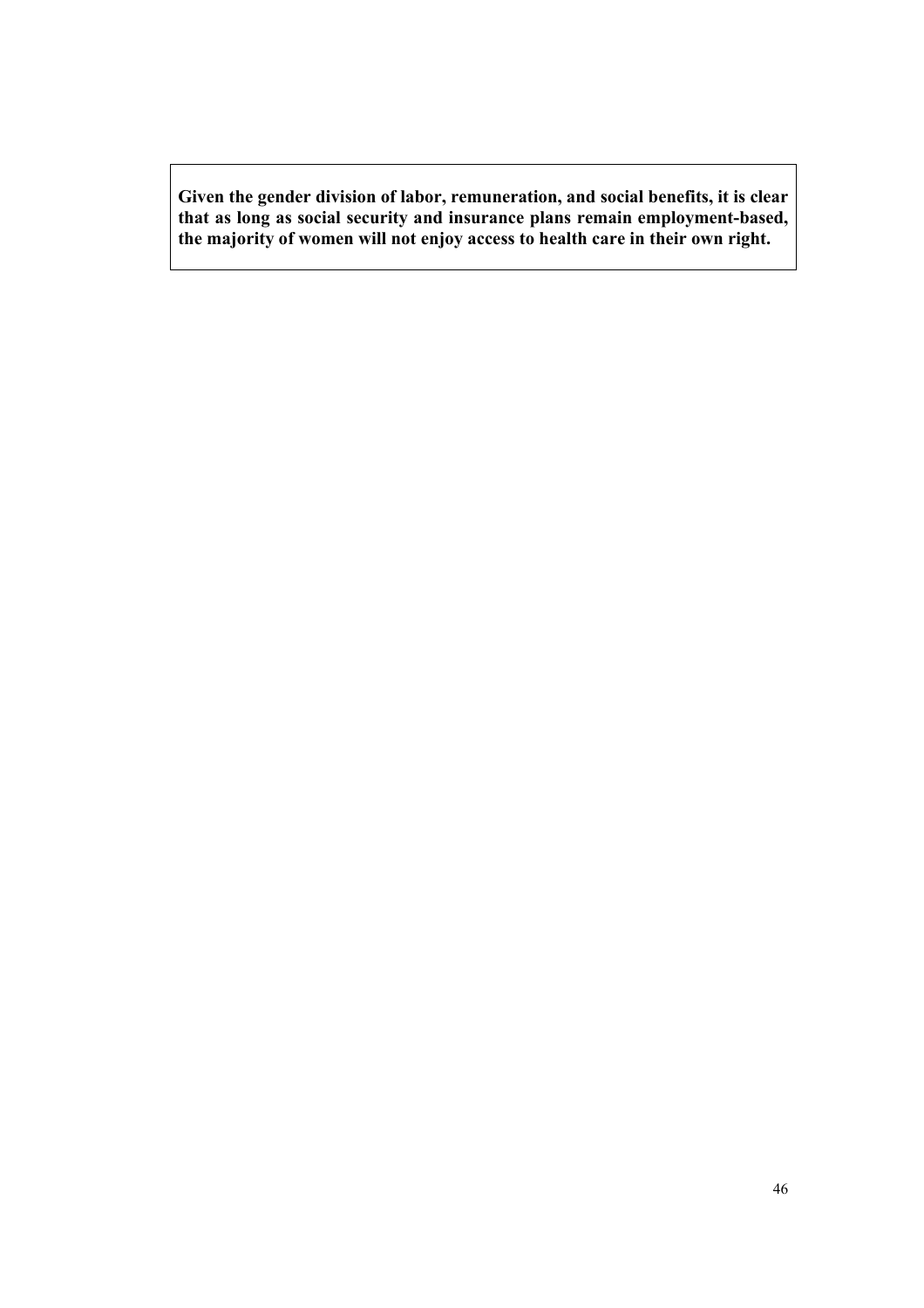**Given the gender division of labor, remuneration, and social benefits, it is clear that as long as social security and insurance plans remain employment-based, the majority of women will not enjoy access to health care in their own right.**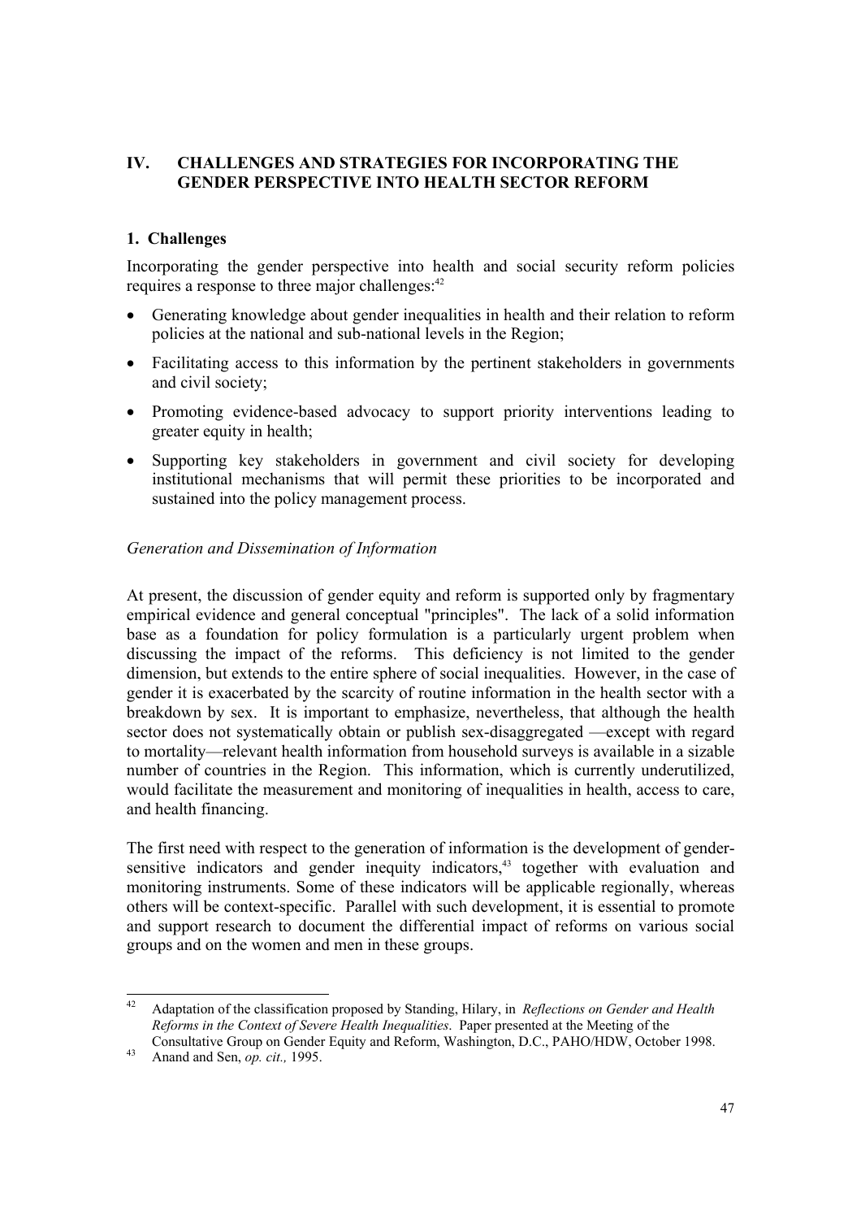## IV. CHALLENGES AND STRATEGIES FOR INCORPORATING THE GENDER PERSPECTIVE INTO HEALTH SECTOR REFORM

### 1. Challenges

Incorporating the gender perspective into health and social security reform policies requires a response to three major challenges:[42]

- Generating knowledge about gender inequalities in health and their relation to reform policies at the national and sub-national levels in the Region;
- Facilitating access to this information by the pertinent stakeholders in governments and civil society;
- Promoting evidence-based advocacy to support priority interventions leading to greater equity in health;
- Supporting key stakeholders in government and civil society for developing institutional mechanisms that will permit these priorities to be incorporated and sustained into the policy management process.

*Generation and Dissemination of Information*

At present, the discussion of gender equity and reform is supported only by fragmentary empirical evidence and general conceptual "principles". The lack of a solid information base as a foundation for policy formulation is a particularly urgent problem when discussing the impact of the reforms. This deficiency is not limited to the gender dimension, but extends to the entire sphere of social inequalities. However, in the case of gender it is exacerbated by the scarcity of routine information in the health sector with a breakdown by sex. It is important to emphasize, nevertheless, that although the health sector does not systematically obtain or publish sex-disaggregated —except with regard to mortality—relevant health information from household surveys is available in a sizable number of countries in the Region. This information, which is currently underutilized, would facilitate the measurement and monitoring of inequalities in health, access to care, and health financing.

The first need with respect to the generation of information is the development of gender-sensitive indicators and gender inequity indicators,[43] together with evaluation and monitoring instruments. Some of these indicators will be applicable regionally, whereas others will be context-specific. Parallel with such development, it is essential to promote and support research to document the differential impact of reforms on various social groups and on the women and men in these groups.

---

[42] Adaptation of the classification proposed by Standing, Hilary, in *Reflections on Gender and Health Reforms in the Context of Severe Health Inequalities.* Paper presented at the Meeting of the Consultative Group on Gender Equity and Reform, Washington, D.C., PAHO/HDW, October 1998.

[43] Anand and Sen, *op. cit.,* 1995.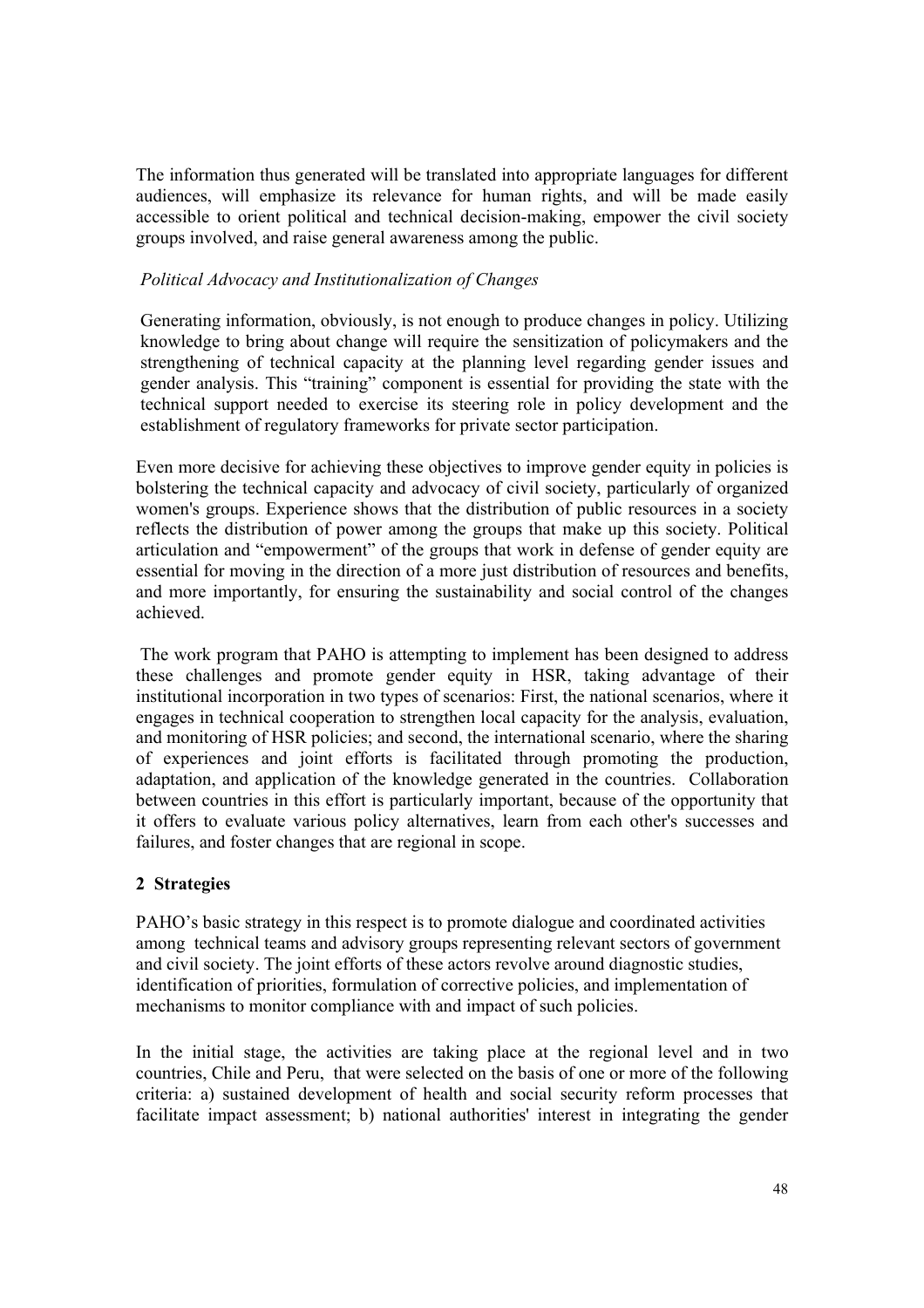The information thus generated will be translated into appropriate languages for different audiences, will emphasize its relevance for human rights, and will be made easily accessible to orient political and technical decision-making, empower the civil society groups involved, and raise general awareness among the public.

*Political Advocacy and Institutionalization of Changes*

Generating information, obviously, is not enough to produce changes in policy. Utilizing knowledge to bring about change will require the sensitization of policymakers and the strengthening of technical capacity at the planning level regarding gender issues and gender analysis. This "training" component is essential for providing the state with the technical support needed to exercise its steering role in policy development and the establishment of regulatory frameworks for private sector participation.

Even more decisive for achieving these objectives to improve gender equity in policies is bolstering the technical capacity and advocacy of civil society, particularly of organized women's groups. Experience shows that the distribution of public resources in a society reflects the distribution of power among the groups that make up this society. Political articulation and "empowerment" of the groups that work in defense of gender equity are essential for moving in the direction of a more just distribution of resources and benefits, and more importantly, for ensuring the sustainability and social control of the changes achieved.

The work program that PAHO is attempting to implement has been designed to address these challenges and promote gender equity in HSR, taking advantage of their institutional incorporation in two types of scenarios: First, the national scenarios, where it engages in technical cooperation to strengthen local capacity for the analysis, evaluation, and monitoring of HSR policies; and second, the international scenario, where the sharing of experiences and joint efforts is facilitated through promoting the production, adaptation, and application of the knowledge generated in the countries. Collaboration between countries in this effort is particularly important, because of the opportunity that it offers to evaluate various policy alternatives, learn from each other's successes and failures, and foster changes that are regional in scope.

## 2 Strategies

PAHO's basic strategy in this respect is to promote dialogue and coordinated activities among technical teams and advisory groups representing relevant sectors of government and civil society. The joint efforts of these actors revolve around diagnostic studies, identification of priorities, formulation of corrective policies, and implementation of mechanisms to monitor compliance with and impact of such policies.

In the initial stage, the activities are taking place at the regional level and in two countries, Chile and Peru, that were selected on the basis of one or more of the following criteria: a) sustained development of health and social security reform processes that facilitate impact assessment; b) national authorities' interest in integrating the gender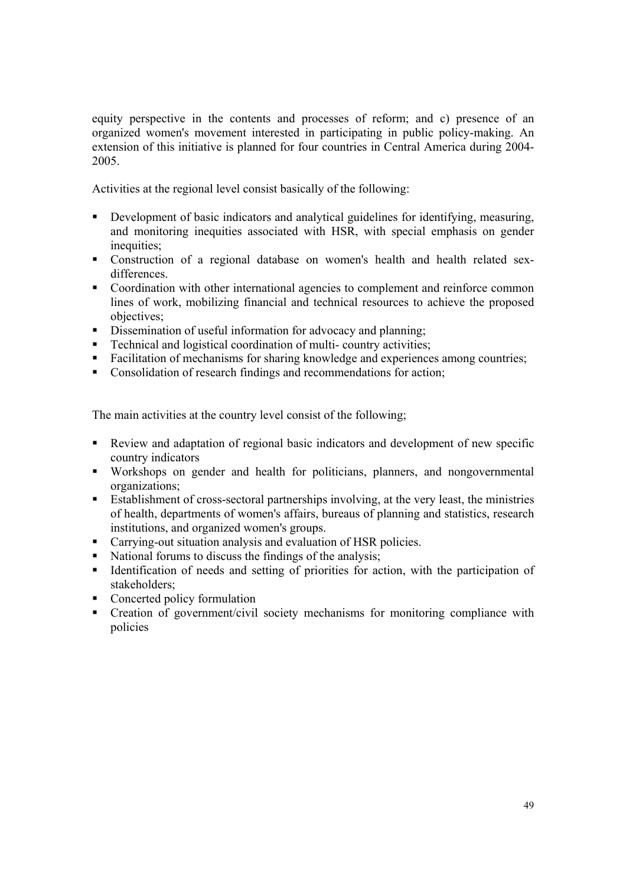equity perspective in the contents and processes of reform; and c) presence of an organized women's movement interested in participating in public policy-making. An extension of this initiative is planned for four countries in Central America during 2004-2005.

Activities at the regional level consist basically of the following:

- Development of basic indicators and analytical guidelines for identifying, measuring, and monitoring inequities associated with HSR, with special emphasis on gender inequities;
- Construction of a regional database on women's health and health related sex-differences.
- Coordination with other international agencies to complement and reinforce common lines of work, mobilizing financial and technical resources to achieve the proposed objectives;
- Dissemination of useful information for advocacy and planning;
- Technical and logistical coordination of multi- country activities;
- Facilitation of mechanisms for sharing knowledge and experiences among countries;
- Consolidation of research findings and recommendations for action;

The main activities at the country level consist of the following;

- Review and adaptation of regional basic indicators and development of new specific country indicators
- Workshops on gender and health for politicians, planners, and nongovernmental organizations;
- Establishment of cross-sectoral partnerships involving, at the very least, the ministries of health, departments of women's affairs, bureaus of planning and statistics, research institutions, and organized women's groups.
- Carrying-out situation analysis and evaluation of HSR policies.
- National forums to discuss the findings of the analysis;
- Identification of needs and setting of priorities for action, with the participation of stakeholders;
- Concerted policy formulation
- Creation of government/civil society mechanisms for monitoring compliance with policies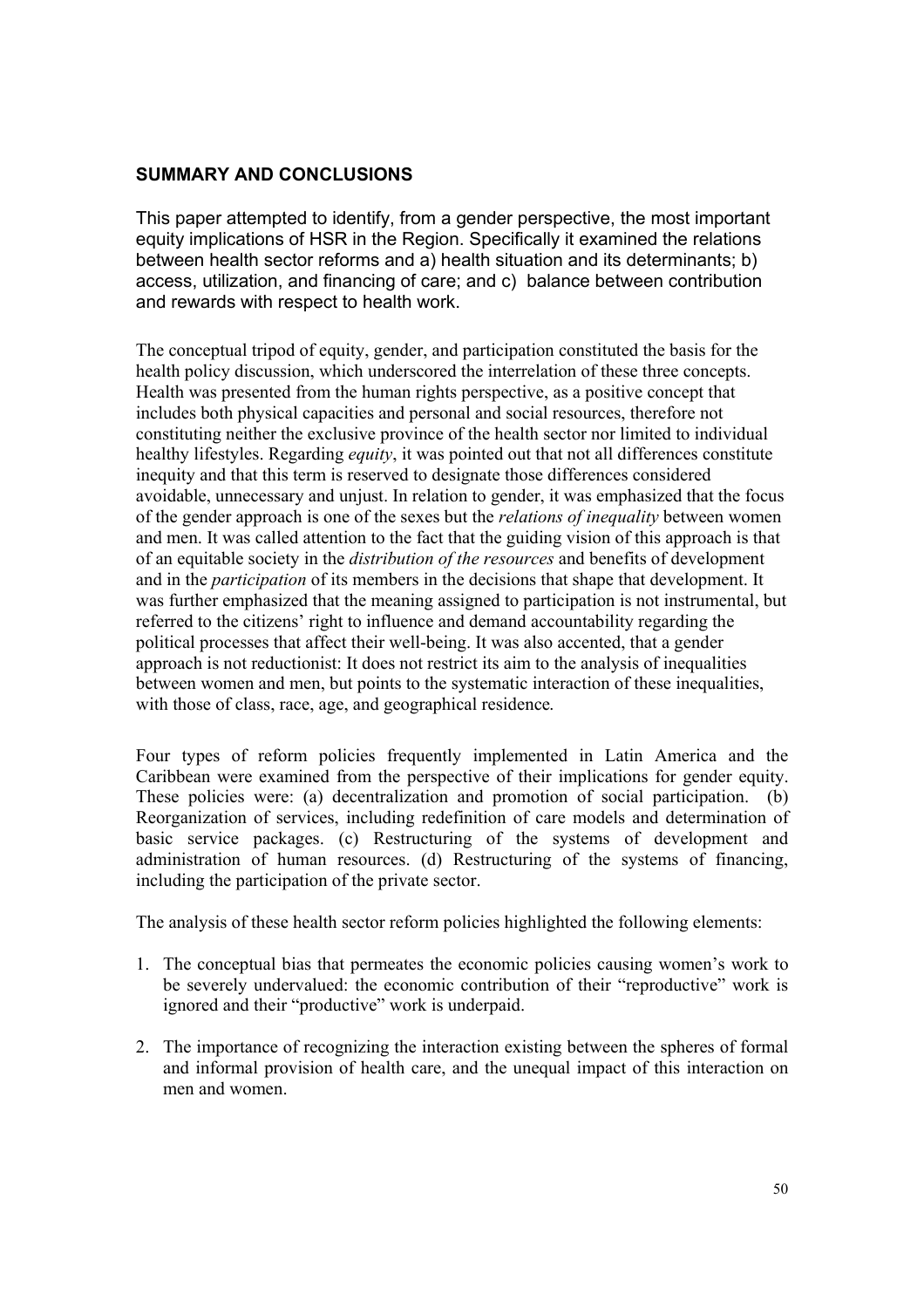## SUMMARY AND CONCLUSIONS

This paper attempted to identify, from a gender perspective, the most important equity implications of HSR in the Region. Specifically it examined the relations between health sector reforms and a) health situation and its determinants; b) access, utilization, and financing of care; and c) balance between contribution and rewards with respect to health work.

The conceptual tripod of equity, gender, and participation constituted the basis for the health policy discussion, which underscored the interrelation of these three concepts. Health was presented from the human rights perspective, as a positive concept that includes both physical capacities and personal and social resources, therefore not constituting neither the exclusive province of the health sector nor limited to individual healthy lifestyles. Regarding *equity*, it was pointed out that not all differences constitute inequity and that this term is reserved to designate those differences considered avoidable, unnecessary and unjust. In relation to gender, it was emphasized that the focus of the gender approach is one of the sexes but the *relations of inequality* between women and men. It was called attention to the fact that the guiding vision of this approach is that of an equitable society in the *distribution of the resources* and benefits of development and in the *participation* of its members in the decisions that shape that development. It was further emphasized that the meaning assigned to participation is not instrumental, but referred to the citizens' right to influence and demand accountability regarding the political processes that affect their well-being. It was also accented, that a gender approach is not reductionist: It does not restrict its aim to the analysis of inequalities between women and men, but points to the systematic interaction of these inequalities, with those of class, race, age, and geographical residence.

Four types of reform policies frequently implemented in Latin America and the Caribbean were examined from the perspective of their implications for gender equity. These policies were: (a) decentralization and promotion of social participation. (b) Reorganization of services, including redefinition of care models and determination of basic service packages. (c) Restructuring of the systems of development and administration of human resources. (d) Restructuring of the systems of financing, including the participation of the private sector.

The analysis of these health sector reform policies highlighted the following elements:

1. The conceptual bias that permeates the economic policies causing women's work to be severely undervalued: the economic contribution of their "reproductive" work is ignored and their "productive" work is underpaid.
2. The importance of recognizing the interaction existing between the spheres of formal and informal provision of health care, and the unequal impact of this interaction on men and women.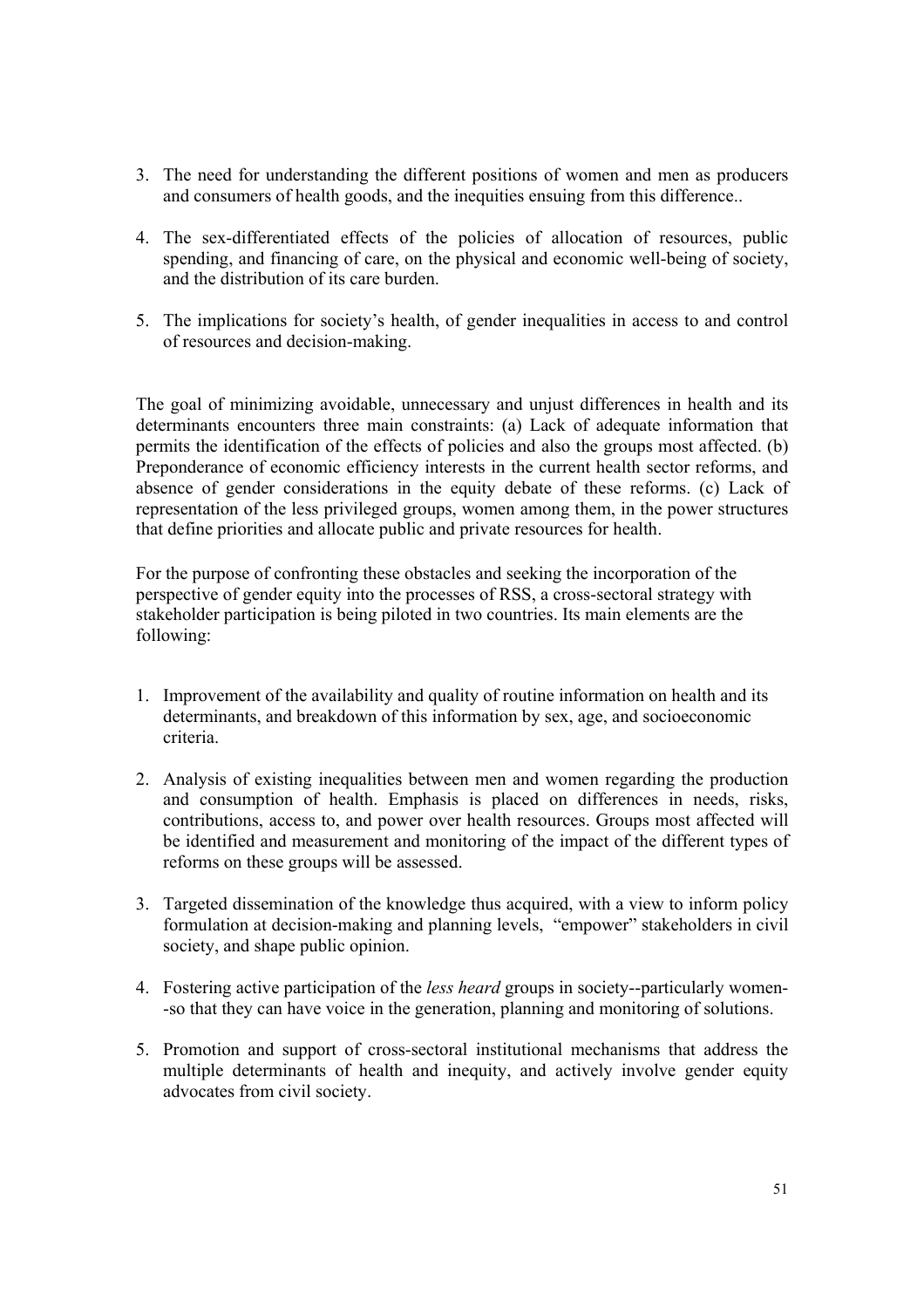3. The need for understanding the different positions of women and men as producers and consumers of health goods, and the inequities ensuing from this difference..

4. The sex-differentiated effects of the policies of allocation of resources, public spending, and financing of care, on the physical and economic well-being of society, and the distribution of its care burden.

5. The implications for society's health, of gender inequalities in access to and control of resources and decision-making.

The goal of minimizing avoidable, unnecessary and unjust differences in health and its determinants encounters three main constraints: (a) Lack of adequate information that permits the identification of the effects of policies and also the groups most affected. (b) Preponderance of economic efficiency interests in the current health sector reforms, and absence of gender considerations in the equity debate of these reforms. (c) Lack of representation of the less privileged groups, women among them, in the power structures that define priorities and allocate public and private resources for health.

For the purpose of confronting these obstacles and seeking the incorporation of the perspective of gender equity into the processes of RSS, a cross-sectoral strategy with stakeholder participation is being piloted in two countries. Its main elements are the following:

1. Improvement of the availability and quality of routine information on health and its determinants, and breakdown of this information by sex, age, and socioeconomic criteria.

2. Analysis of existing inequalities between men and women regarding the production and consumption of health. Emphasis is placed on differences in needs, risks, contributions, access to, and power over health resources. Groups most affected will be identified and measurement and monitoring of the impact of the different types of reforms on these groups will be assessed.

3. Targeted dissemination of the knowledge thus acquired, with a view to inform policy formulation at decision-making and planning levels, "empower" stakeholders in civil society, and shape public opinion.

4. Fostering active participation of the *less heard* groups in society--particularly women--so that they can have voice in the generation, planning and monitoring of solutions.

5. Promotion and support of cross-sectoral institutional mechanisms that address the multiple determinants of health and inequity, and actively involve gender equity advocates from civil society.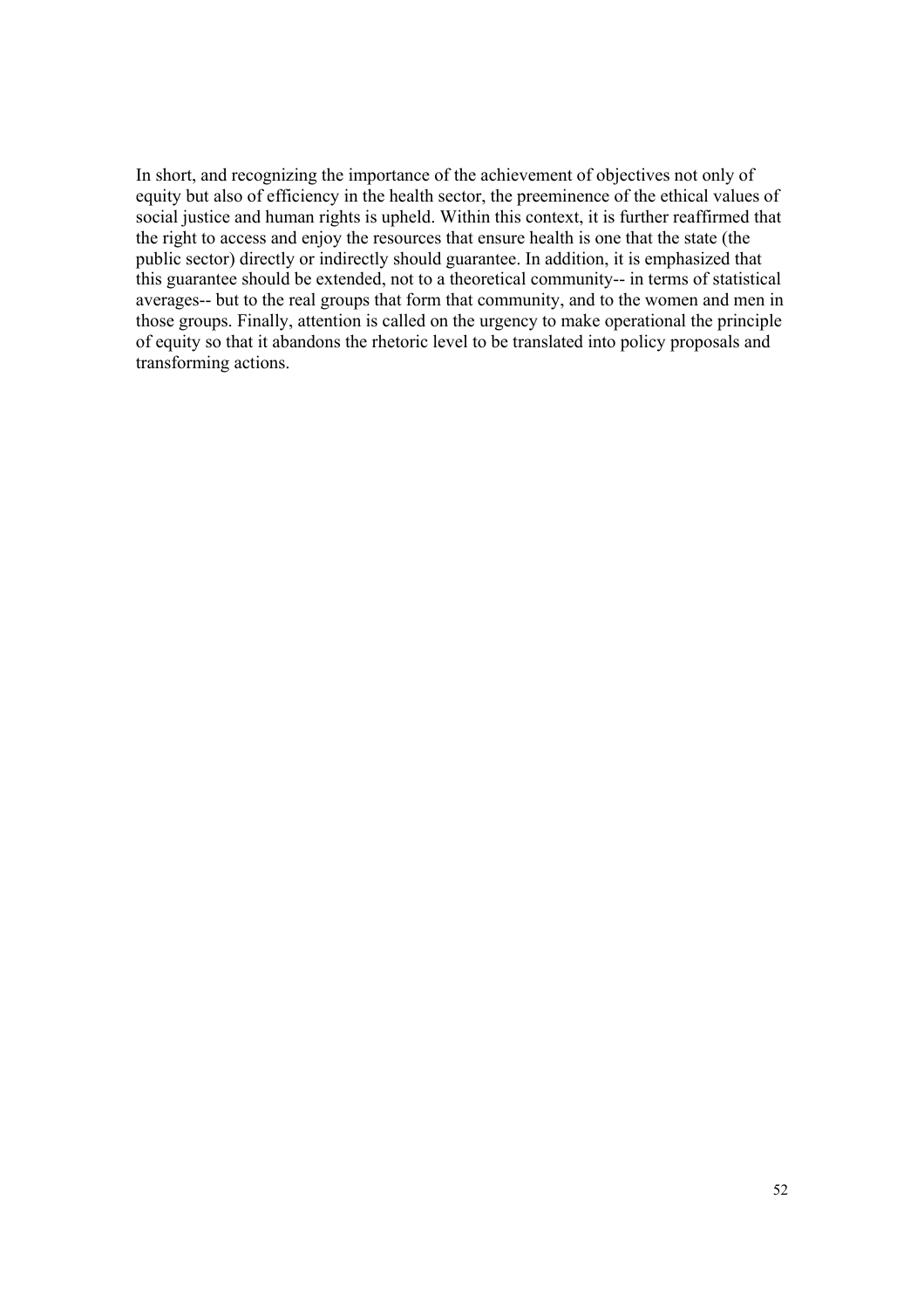In short, and recognizing the importance of the achievement of objectives not only of equity but also of efficiency in the health sector, the preeminence of the ethical values of social justice and human rights is upheld. Within this context, it is further reaffirmed that the right to access and enjoy the resources that ensure health is one that the state (the public sector) directly or indirectly should guarantee. In addition, it is emphasized that this guarantee should be extended, not to a theoretical community-- in terms of statistical averages-- but to the real groups that form that community, and to the women and men in those groups. Finally, attention is called on the urgency to make operational the principle of equity so that it abandons the rhetoric level to be translated into policy proposals and transforming actions.